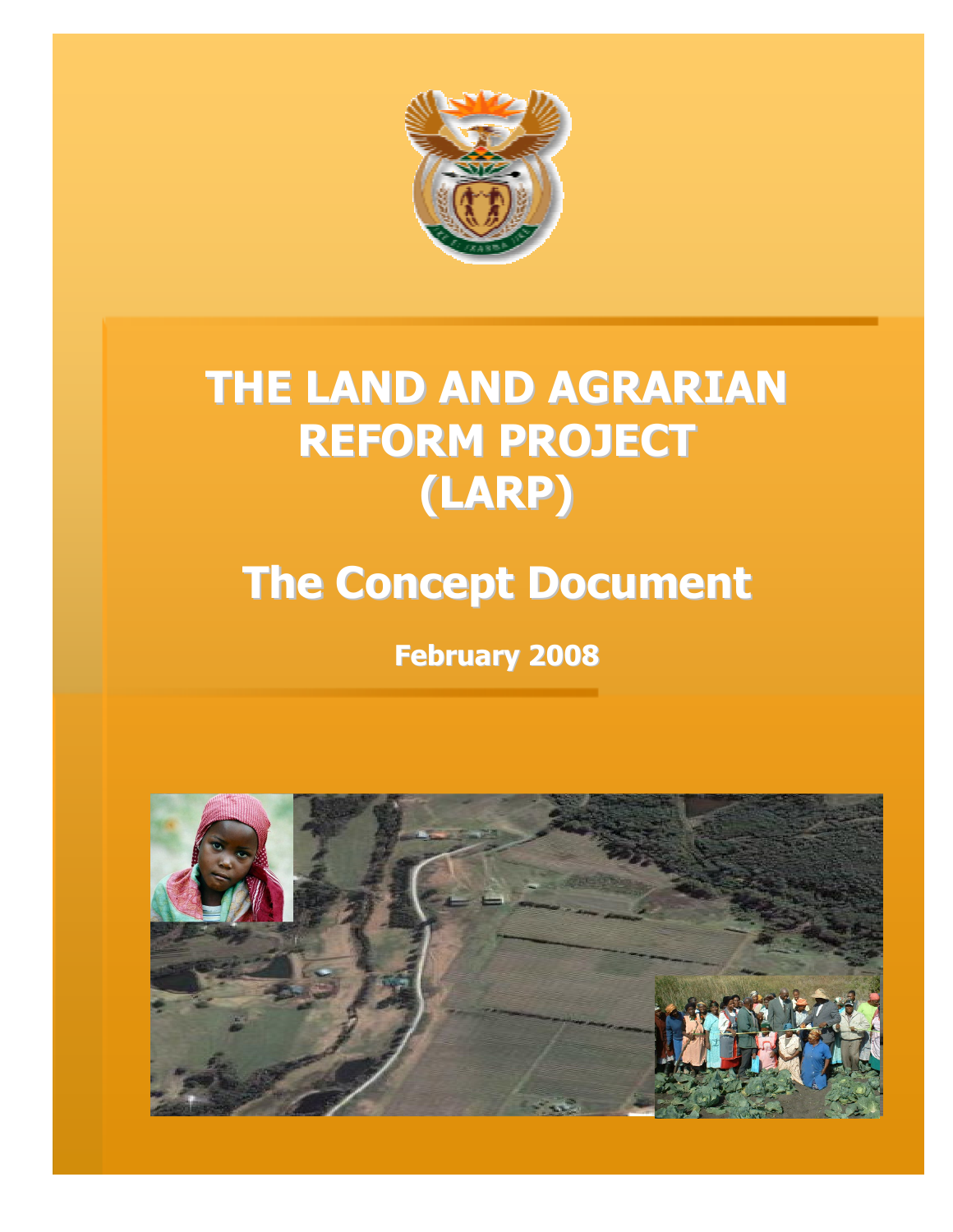# THE LAND AND AGRARIAN REFORM PROJECT (LARP)

## The Concept Document

**February 2008**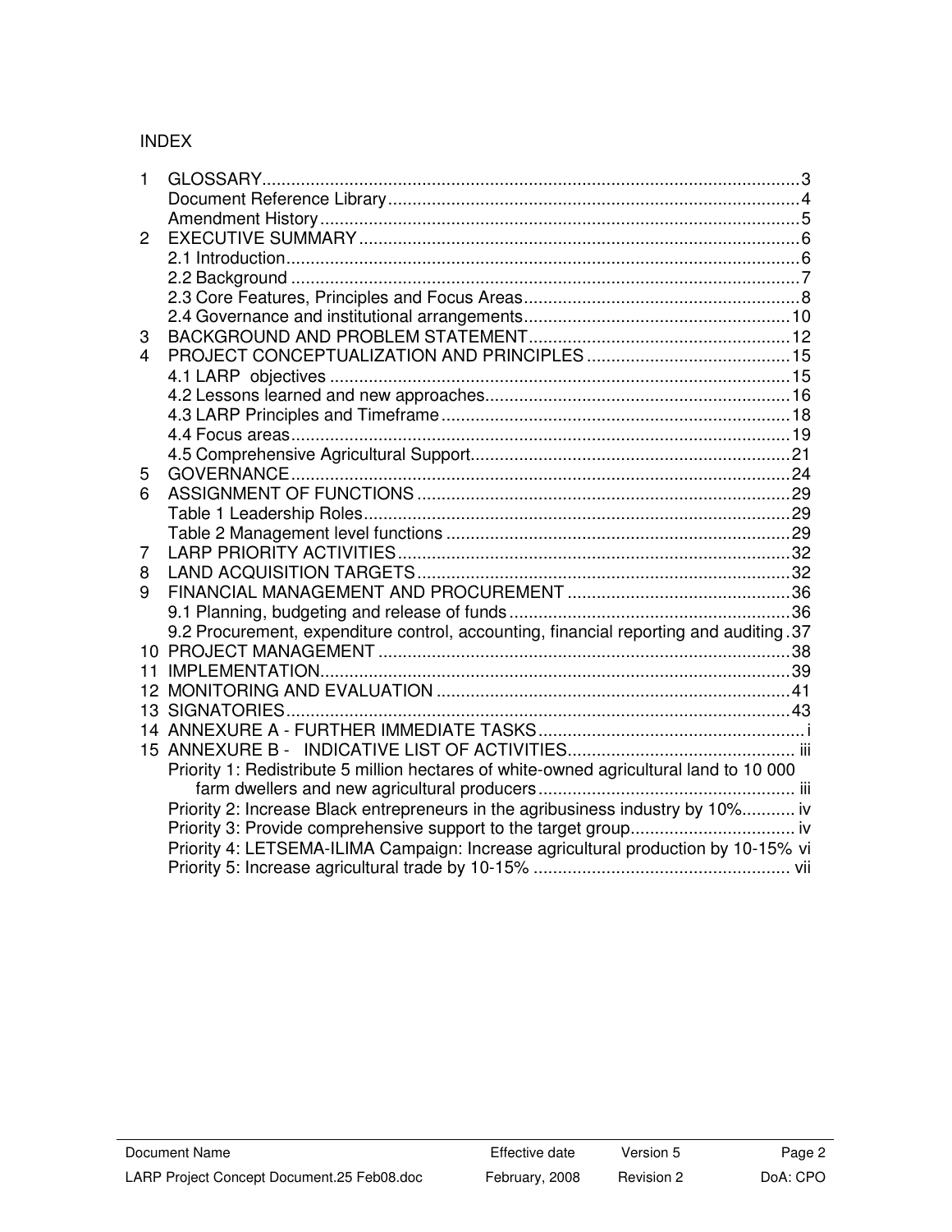INDEX

| | | |
|---|---|---|
| 1 | GLOSSARY | 3 |
| | Document Reference Library | 4 |
| | Amendment History | 5 |
| 2 | EXECUTIVE SUMMARY | 6 |
| | 2.1 Introduction | 6 |
| | 2.2 Background | 7 |
| | 2.3 Core Features, Principles and Focus Areas | 8 |
| | 2.4 Governance and institutional arrangements | 10 |
| 3 | BACKGROUND AND PROBLEM STATEMENT | 12 |
| 4 | PROJECT CONCEPTUALIZATION AND PRINCIPLES | 15 |
| | 4.1 LARP objectives | 15 |
| | 4.2 Lessons learned and new approaches | 16 |
| | 4.3 LARP Principles and Timeframe | 18 |
| | 4.4 Focus areas | 19 |
| | 4.5 Comprehensive Agricultural Support | 21 |
| 5 | GOVERNANCE | 24 |
| 6 | ASSIGNMENT OF FUNCTIONS | 29 |
| | Table 1 Leadership Roles | 29 |
| | Table 2 Management level functions | 29 |
| 7 | LARP PRIORITY ACTIVITIES | 32 |
| 8 | LAND ACQUISITION TARGETS | 32 |
| 9 | FINANCIAL MANAGEMENT AND PROCUREMENT | 36 |
| | 9.1 Planning, budgeting and release of funds | 36 |
| | 9.2 Procurement, expenditure control, accounting, financial reporting and auditing | 37 |
| 10 | PROJECT MANAGEMENT | 38 |
| 11 | IMPLEMENTATION | 39 |
| 12 | MONITORING AND EVALUATION | 41 |
| 13 | SIGNATORIES | 43 |
| 14 | ANNEXURE A - FURTHER IMMEDIATE TASKS | i |
| 15 | ANNEXURE B - INDICATIVE LIST OF ACTIVITIES | iii |
| | Priority 1: Redistribute 5 million hectares of white-owned agricultural land to 10 000 farm dwellers and new agricultural producers | iii |
| | Priority 2: Increase Black entrepreneurs in the agribusiness industry by 10% | iv |
| | Priority 3: Provide comprehensive support to the target group | iv |
| | Priority 4: LETSEMA-ILIMA Campaign: Increase agricultural production by 10-15% | vi |
| | Priority 5: Increase agricultural trade by 10-15% | vii |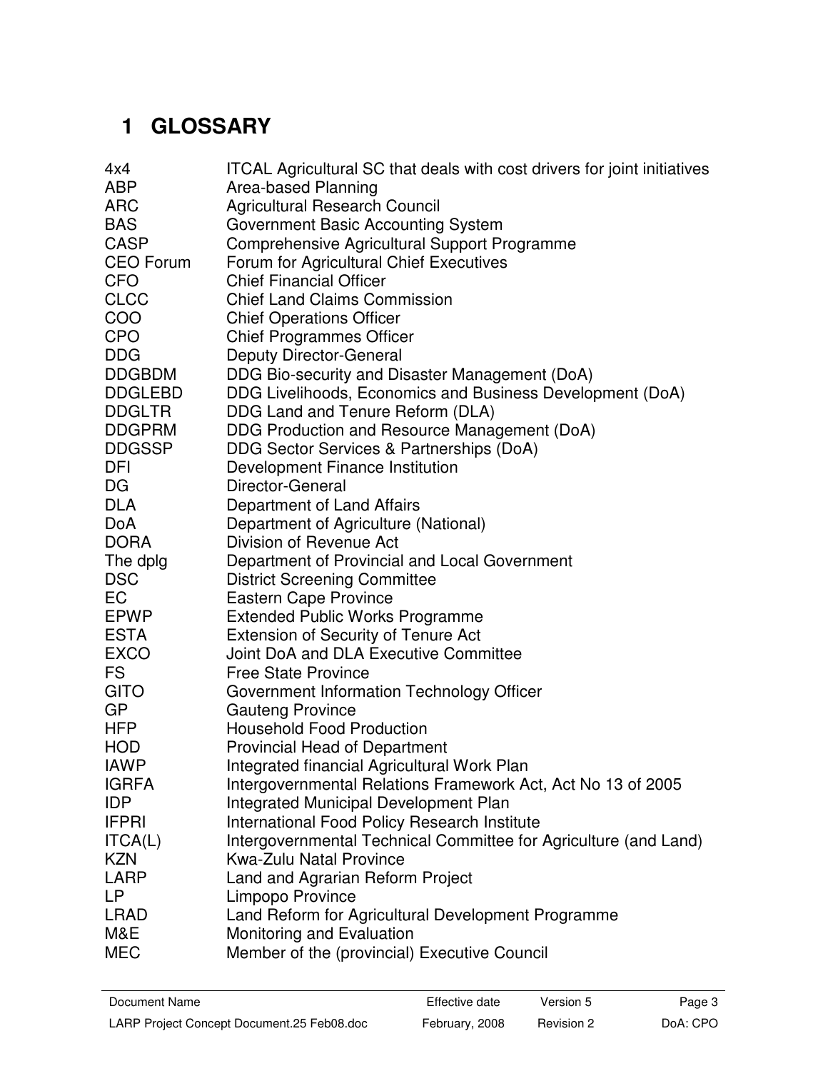# 1 GLOSSARY

| | |
|---|---|
| 4x4 | ITCAL Agricultural SC that deals with cost drivers for joint initiatives |
| ABP | Area-based Planning |
| ARC | Agricultural Research Council |
| BAS | Government Basic Accounting System |
| CASP | Comprehensive Agricultural Support Programme |
| CEO Forum | Forum for Agricultural Chief Executives |
| CFO | Chief Financial Officer |
| CLCC | Chief Land Claims Commission |
| COO | Chief Operations Officer |
| CPO | Chief Programmes Officer |
| DDG | Deputy Director-General |
| DDGBDM | DDG Bio-security and Disaster Management (DoA) |
| DDGLEBD | DDG Livelihoods, Economics and Business Development (DoA) |
| DDGLTR | DDG Land and Tenure Reform (DLA) |
| DDGPRM | DDG Production and Resource Management (DoA) |
| DDGSSP | DDG Sector Services & Partnerships (DoA) |
| DFI | Development Finance Institution |
| DG | Director-General |
| DLA | Department of Land Affairs |
| DoA | Department of Agriculture (National) |
| DORA | Division of Revenue Act |
| The dplg | Department of Provincial and Local Government |
| DSC | District Screening Committee |
| EC | Eastern Cape Province |
| EPWP | Extended Public Works Programme |
| ESTA | Extension of Security of Tenure Act |
| EXCO | Joint DoA and DLA Executive Committee |
| FS | Free State Province |
| GITO | Government Information Technology Officer |
| GP | Gauteng Province |
| HFP | Household Food Production |
| HOD | Provincial Head of Department |
| IAWP | Integrated financial Agricultural Work Plan |
| IGRFA | Intergovernmental Relations Framework Act, Act No 13 of 2005 |
| IDP | Integrated Municipal Development Plan |
| IFPRI | International Food Policy Research Institute |
| ITCA(L) | Intergovernmental Technical Committee for Agriculture (and Land) |
| KZN | Kwa-Zulu Natal Province |
| LARP | Land and Agrarian Reform Project |
| LP | Limpopo Province |
| LRAD | Land Reform for Agricultural Development Programme |
| M&E | Monitoring and Evaluation |
| MEC | Member of the (provincial) Executive Council |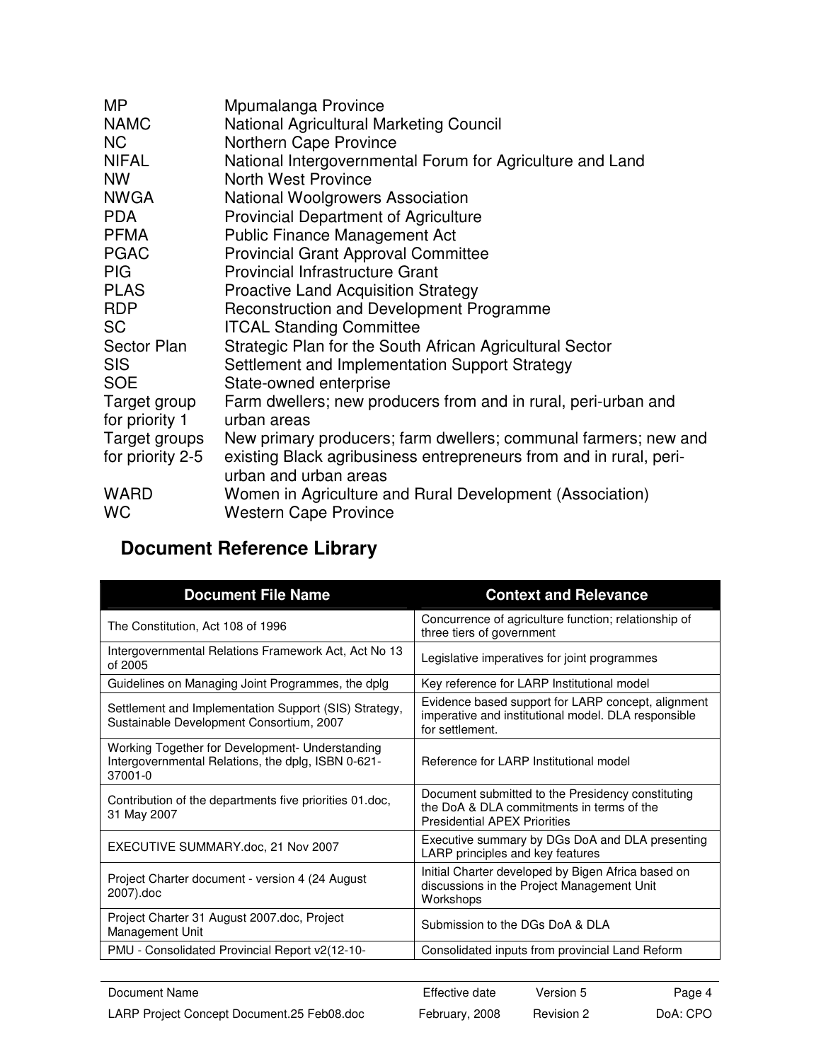| | |
|---|---|
| MP | Mpumalanga Province |
| NAMC | National Agricultural Marketing Council |
| NC | Northern Cape Province |
| NIFAL | National Intergovernmental Forum for Agriculture and Land |
| NW | North West Province |
| NWGA | National Woolgrowers Association |
| PDA | Provincial Department of Agriculture |
| PFMA | Public Finance Management Act |
| PGAC | Provincial Grant Approval Committee |
| PIG | Provincial Infrastructure Grant |
| PLAS | Proactive Land Acquisition Strategy |
| RDP | Reconstruction and Development Programme |
| SC | ITCAL Standing Committee |
| Sector Plan | Strategic Plan for the South African Agricultural Sector |
| SIS | Settlement and Implementation Support Strategy |
| SOE | State-owned enterprise |
| Target group for priority 1 | Farm dwellers; new producers from and in rural, peri-urban and urban areas |
| Target groups for priority 2-5 | New primary producers; farm dwellers; communal farmers; new and existing Black agribusiness entrepreneurs from and in rural, peri-urban and urban areas |
| WARD | Women in Agriculture and Rural Development (Association) |
| WC | Western Cape Province |

## Document Reference Library

| Document File Name | Context and Relevance |
|---|---|
| The Constitution, Act 108 of 1996 | Concurrence of agriculture function; relationship of three tiers of government |
| Intergovernmental Relations Framework Act, Act No 13 of 2005 | Legislative imperatives for joint programmes |
| Guidelines on Managing Joint Programmes, the dplg | Key reference for LARP Institutional model |
| Settlement and Implementation Support (SIS) Strategy, Sustainable Development Consortium, 2007 | Evidence based support for LARP concept, alignment imperative and institutional model. DLA responsible for settlement. |
| Working Together for Development- Understanding Intergovernmental Relations, the dplg, ISBN 0-621-37001-0 | Reference for LARP Institutional model |
| Contribution of the departments five priorities 01.doc, 31 May 2007 | Document submitted to the Presidency constituting the DoA & DLA commitments in terms of the Presidential APEX Priorities |
| EXECUTIVE SUMMARY.doc, 21 Nov 2007 | Executive summary by DGs DoA and DLA presenting LARP principles and key features |
| Project Charter document - version 4 (24 August 2007).doc | Initial Charter developed by Bigen Africa based on discussions in the Project Management Unit Workshops |
| Project Charter 31 August 2007.doc, Project Management Unit | Submission to the DGs DoA & DLA |
| PMU - Consolidated Provincial Report v2(12-10- | Consolidated inputs from provincial Land Reform |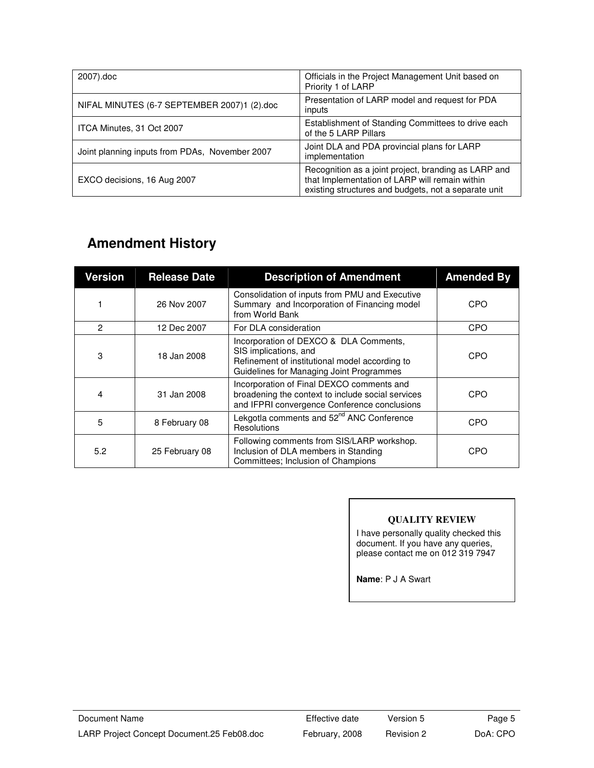| | |
|---|---|
| 2007).doc | Officials in the Project Management Unit based on Priority 1 of LARP |
| NIFAL MINUTES (6-7 SEPTEMBER 2007)1 (2).doc | Presentation of LARP model and request for PDA inputs |
| ITCA Minutes, 31 Oct 2007 | Establishment of Standing Committees to drive each of the 5 LARP Pillars |
| Joint planning inputs from PDAs, November 2007 | Joint DLA and PDA provincial plans for LARP implementation |
| EXCO decisions, 16 Aug 2007 | Recognition as a joint project, branding as LARP and that Implementation of LARP will remain within existing structures and budgets, not a separate unit |

## Amendment History

| Version | Release Date | Description of Amendment | Amended By |
|---|---|---|---|
| 1 | 26 Nov 2007 | Consolidation of inputs from PMU and Executive Summary and Incorporation of Financing model from World Bank | CPO |
| 2 | 12 Dec 2007 | For DLA consideration | CPO |
| 3 | 18 Jan 2008 | Incorporation of DEXCO & DLA Comments, SIS implications, and Refinement of institutional model according to Guidelines for Managing Joint Programmes | CPO |
| 4 | 31 Jan 2008 | Incorporation of Final DEXCO comments and broadening the context to include social services and IFPRI convergence Conference conclusions | CPO |
| 5 | 8 February 08 | Lekgotla comments and 52nd ANC Conference Resolutions | CPO |
| 5.2 | 25 February 08 | Following comments from SIS/LARP workshop. Inclusion of DLA members in Standing Committees; Inclusion of Champions | CPO |

**QUALITY REVIEW**

I have personally quality checked this document. If you have any queries, please contact me on 012 319 7947

**Name**: P J A Swart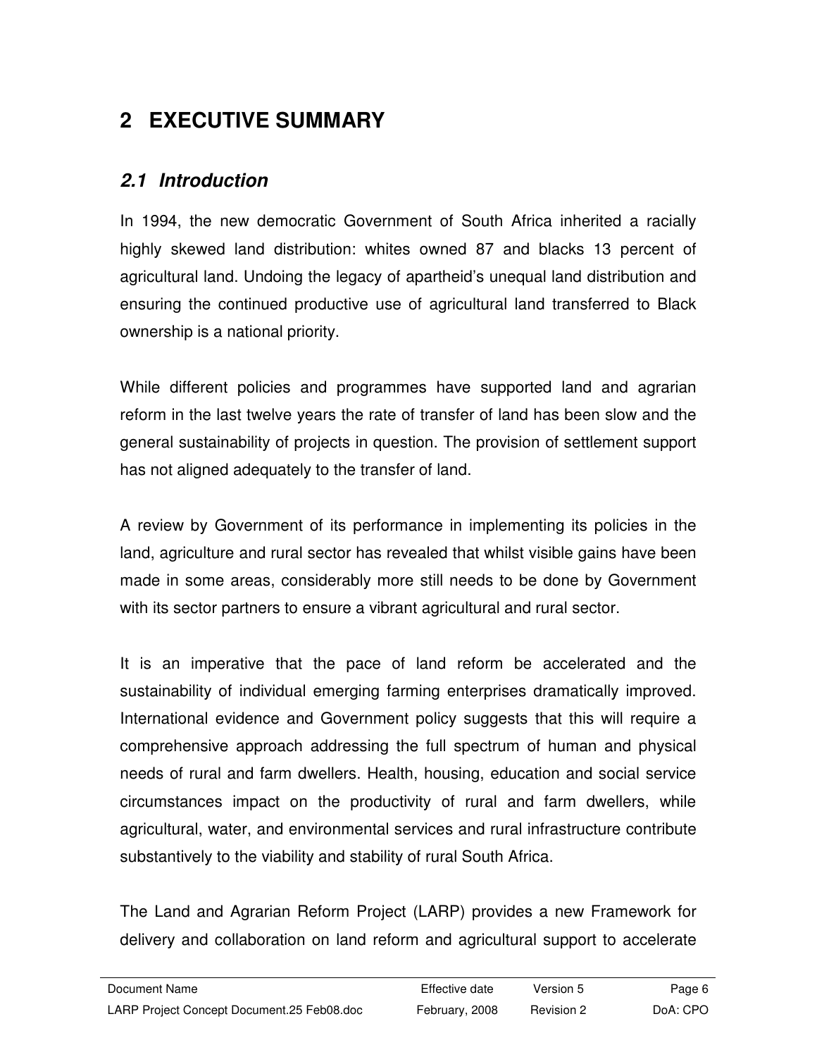# 2 EXECUTIVE SUMMARY

## *2.1 Introduction*

In 1994, the new democratic Government of South Africa inherited a racially highly skewed land distribution: whites owned 87 and blacks 13 percent of agricultural land. Undoing the legacy of apartheid's unequal land distribution and ensuring the continued productive use of agricultural land transferred to Black ownership is a national priority.

While different policies and programmes have supported land and agrarian reform in the last twelve years the rate of transfer of land has been slow and the general sustainability of projects in question. The provision of settlement support has not aligned adequately to the transfer of land.

A review by Government of its performance in implementing its policies in the land, agriculture and rural sector has revealed that whilst visible gains have been made in some areas, considerably more still needs to be done by Government with its sector partners to ensure a vibrant agricultural and rural sector.

It is an imperative that the pace of land reform be accelerated and the sustainability of individual emerging farming enterprises dramatically improved. International evidence and Government policy suggests that this will require a comprehensive approach addressing the full spectrum of human and physical needs of rural and farm dwellers. Health, housing, education and social service circumstances impact on the productivity of rural and farm dwellers, while agricultural, water, and environmental services and rural infrastructure contribute substantively to the viability and stability of rural South Africa.

The Land and Agrarian Reform Project (LARP) provides a new Framework for delivery and collaboration on land reform and agricultural support to accelerate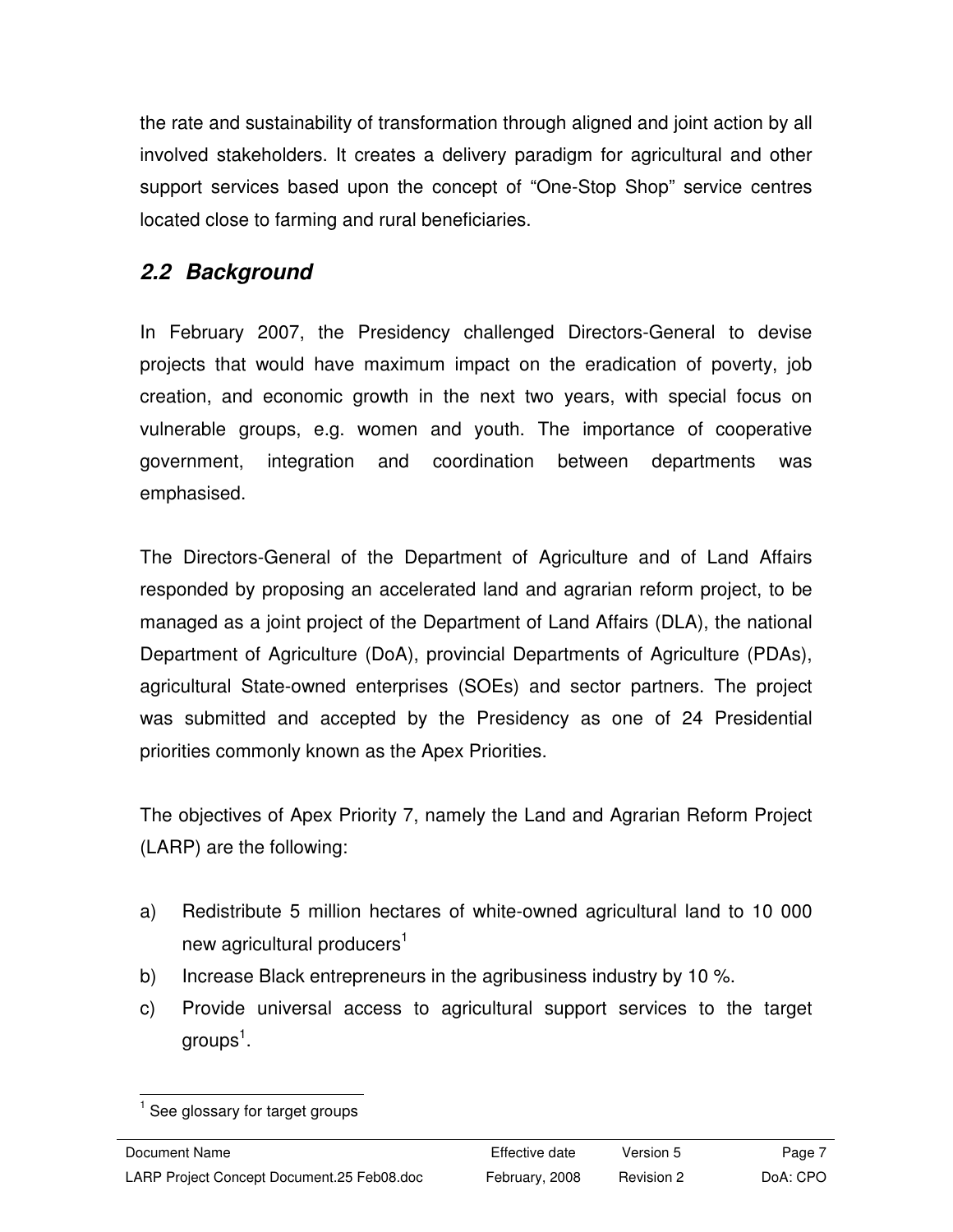the rate and sustainability of transformation through aligned and joint action by all involved stakeholders. It creates a delivery paradigm for agricultural and other support services based upon the concept of "One-Stop Shop" service centres located close to farming and rural beneficiaries.

## *2.2 Background*

In February 2007, the Presidency challenged Directors-General to devise projects that would have maximum impact on the eradication of poverty, job creation, and economic growth in the next two years, with special focus on vulnerable groups, e.g. women and youth. The importance of cooperative government, integration and coordination between departments was emphasised.

The Directors-General of the Department of Agriculture and of Land Affairs responded by proposing an accelerated land and agrarian reform project, to be managed as a joint project of the Department of Land Affairs (DLA), the national Department of Agriculture (DoA), provincial Departments of Agriculture (PDAs), agricultural State-owned enterprises (SOEs) and sector partners. The project was submitted and accepted by the Presidency as one of 24 Presidential priorities commonly known as the Apex Priorities.

The objectives of Apex Priority 7, namely the Land and Agrarian Reform Project (LARP) are the following:

a) Redistribute 5 million hectares of white-owned agricultural land to 10 000 new agricultural producers[1]
b) Increase Black entrepreneurs in the agribusiness industry by 10 %.
c) Provide universal access to agricultural support services to the target groups[1].

---

[1] See glossary for target groups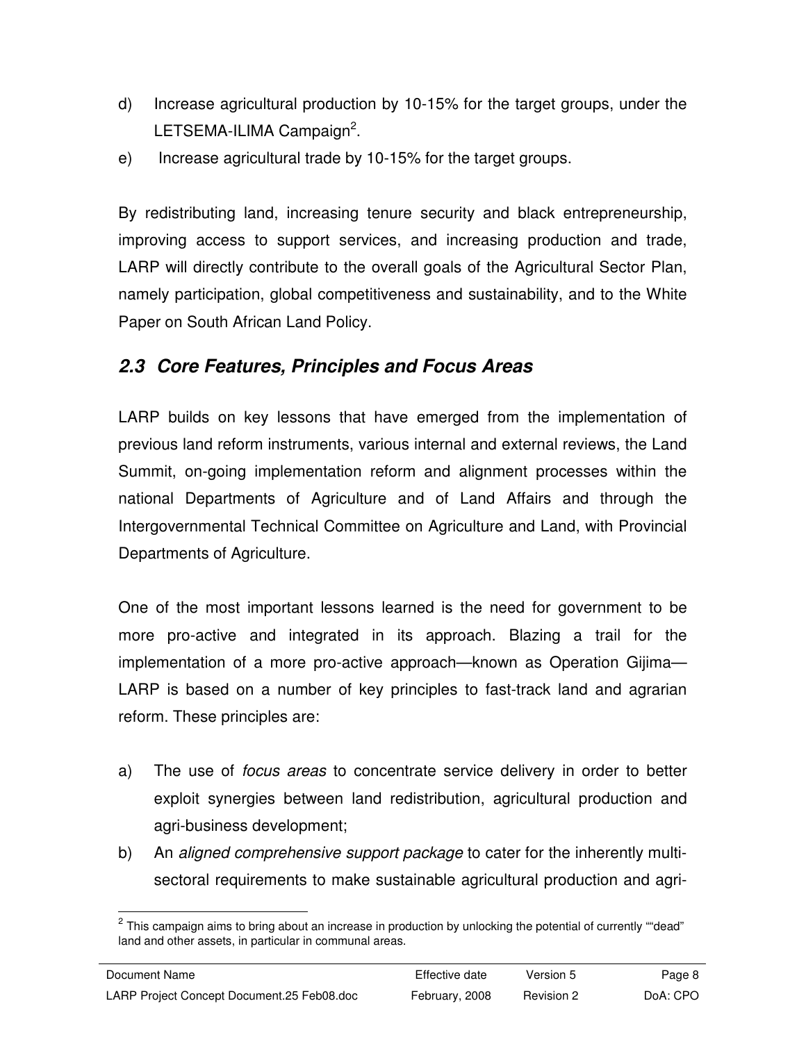d) Increase agricultural production by 10-15% for the target groups, under the LETSEMA-ILIMA Campaign[2].

e) Increase agricultural trade by 10-15% for the target groups.

By redistributing land, increasing tenure security and black entrepreneurship, improving access to support services, and increasing production and trade, LARP will directly contribute to the overall goals of the Agricultural Sector Plan, namely participation, global competitiveness and sustainability, and to the White Paper on South African Land Policy.

## *2.3 Core Features, Principles and Focus Areas*

LARP builds on key lessons that have emerged from the implementation of previous land reform instruments, various internal and external reviews, the Land Summit, on-going implementation reform and alignment processes within the national Departments of Agriculture and of Land Affairs and through the Intergovernmental Technical Committee on Agriculture and Land, with Provincial Departments of Agriculture.

One of the most important lessons learned is the need for government to be more pro-active and integrated in its approach. Blazing a trail for the implementation of a more pro-active approach—known as Operation Gijima—LARP is based on a number of key principles to fast-track land and agrarian reform. These principles are:

a) The use of *focus areas* to concentrate service delivery in order to better exploit synergies between land redistribution, agricultural production and agri-business development;

b) An *aligned comprehensive support package* to cater for the inherently multi-sectoral requirements to make sustainable agricultural production and agri-

[2] This campaign aims to bring about an increase in production by unlocking the potential of currently ""dead" land and other assets, in particular in communal areas.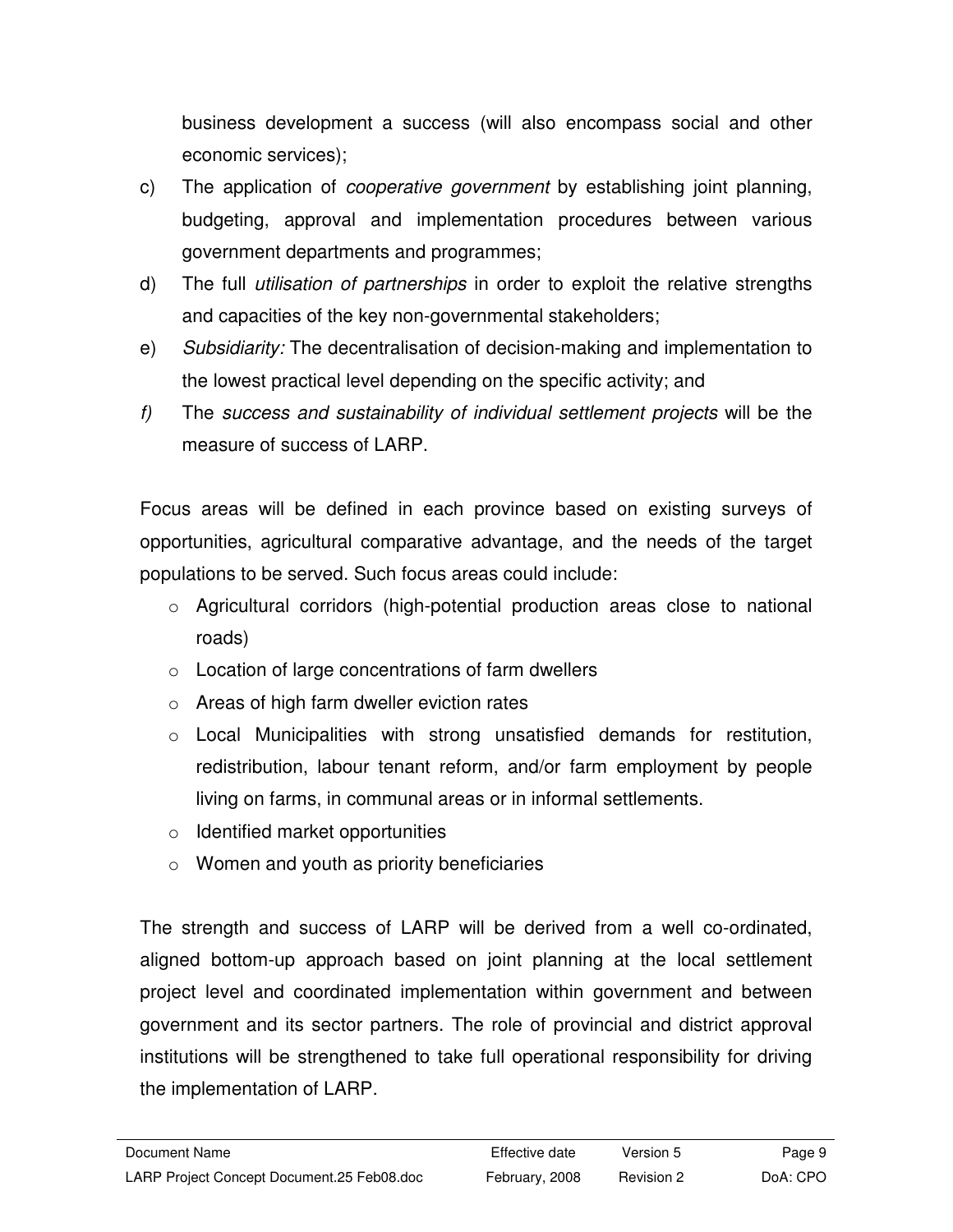business development a success (will also encompass social and other economic services);

c) The application of *cooperative government* by establishing joint planning, budgeting, approval and implementation procedures between various government departments and programmes;

d) The full *utilisation of partnerships* in order to exploit the relative strengths and capacities of the key non-governmental stakeholders;

e) *Subsidiarity:* The decentralisation of decision-making and implementation to the lowest practical level depending on the specific activity; and

*f)* The *success and sustainability of individual settlement projects* will be the measure of success of LARP.

Focus areas will be defined in each province based on existing surveys of opportunities, agricultural comparative advantage, and the needs of the target populations to be served. Such focus areas could include:

- Agricultural corridors (high-potential production areas close to national roads)
- Location of large concentrations of farm dwellers
- Areas of high farm dweller eviction rates
- Local Municipalities with strong unsatisfied demands for restitution, redistribution, labour tenant reform, and/or farm employment by people living on farms, in communal areas or in informal settlements.
- Identified market opportunities
- Women and youth as priority beneficiaries

The strength and success of LARP will be derived from a well co-ordinated, aligned bottom-up approach based on joint planning at the local settlement project level and coordinated implementation within government and between government and its sector partners. The role of provincial and district approval institutions will be strengthened to take full operational responsibility for driving the implementation of LARP.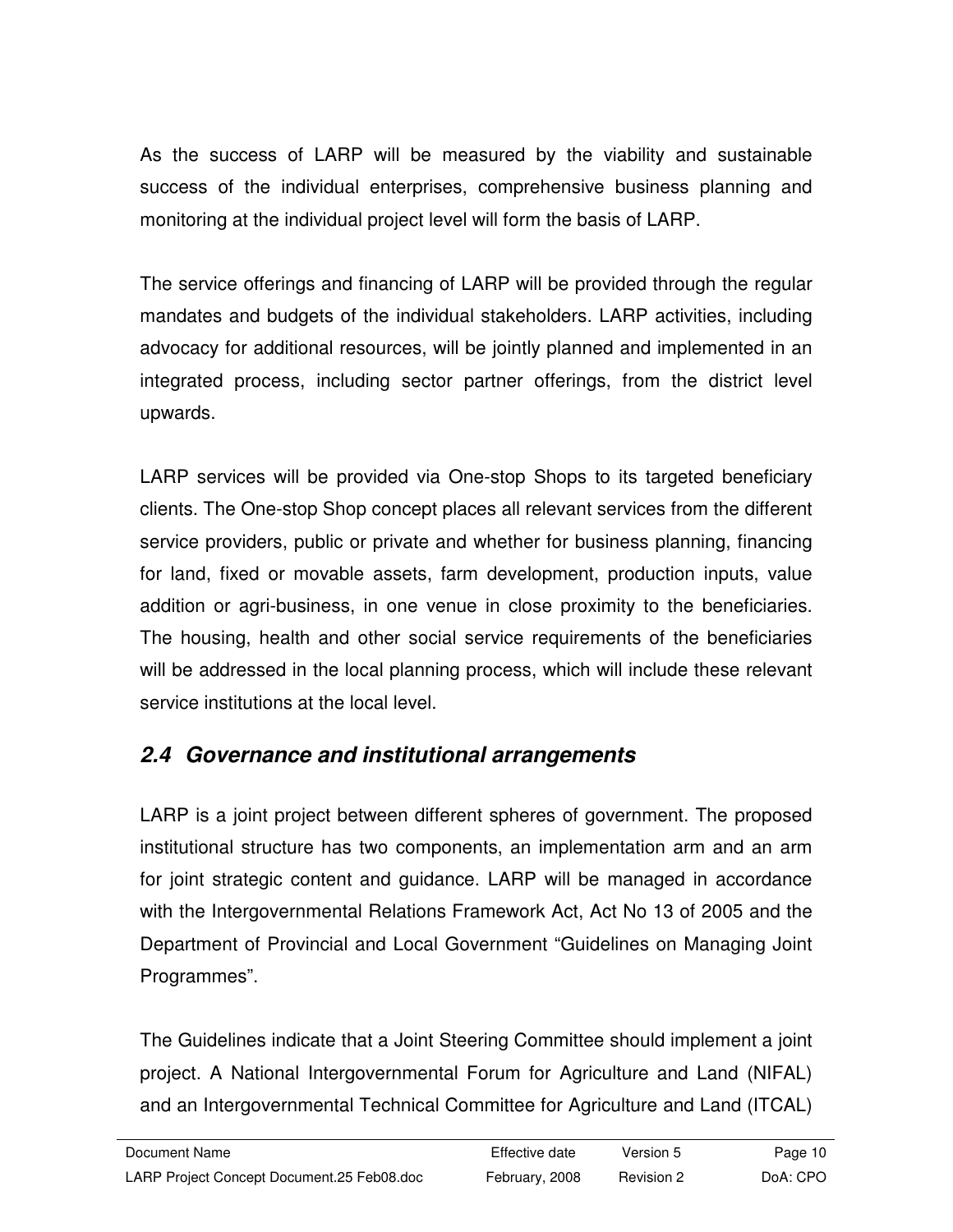As the success of LARP will be measured by the viability and sustainable success of the individual enterprises, comprehensive business planning and monitoring at the individual project level will form the basis of LARP.

The service offerings and financing of LARP will be provided through the regular mandates and budgets of the individual stakeholders. LARP activities, including advocacy for additional resources, will be jointly planned and implemented in an integrated process, including sector partner offerings, from the district level upwards.

LARP services will be provided via One-stop Shops to its targeted beneficiary clients. The One-stop Shop concept places all relevant services from the different service providers, public or private and whether for business planning, financing for land, fixed or movable assets, farm development, production inputs, value addition or agri-business, in one venue in close proximity to the beneficiaries. The housing, health and other social service requirements of the beneficiaries will be addressed in the local planning process, which will include these relevant service institutions at the local level.

## *2.4 Governance and institutional arrangements*

LARP is a joint project between different spheres of government. The proposed institutional structure has two components, an implementation arm and an arm for joint strategic content and guidance. LARP will be managed in accordance with the Intergovernmental Relations Framework Act, Act No 13 of 2005 and the Department of Provincial and Local Government "Guidelines on Managing Joint Programmes".

The Guidelines indicate that a Joint Steering Committee should implement a joint project. A National Intergovernmental Forum for Agriculture and Land (NIFAL) and an Intergovernmental Technical Committee for Agriculture and Land (ITCAL)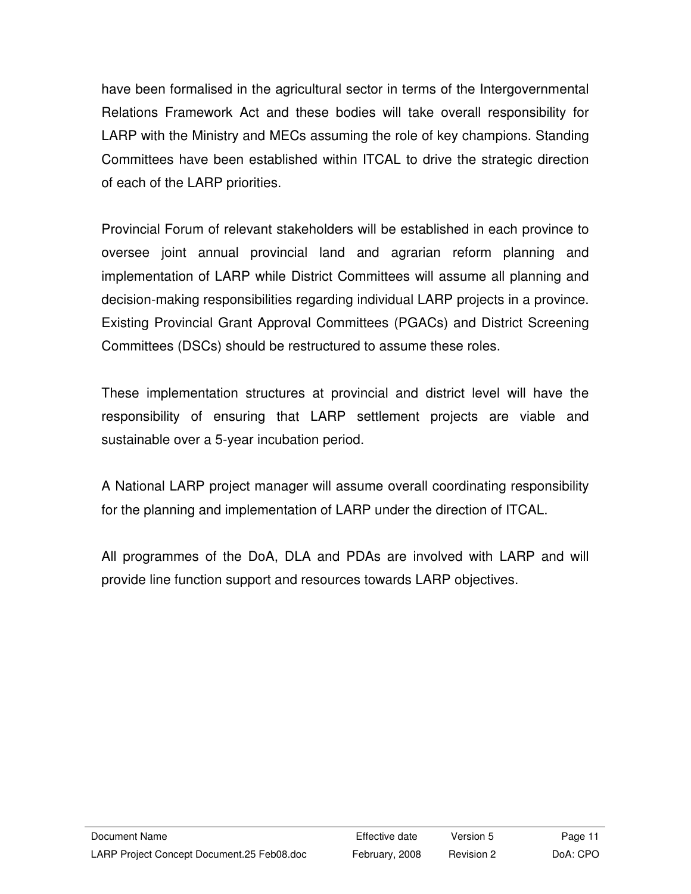have been formalised in the agricultural sector in terms of the Intergovernmental Relations Framework Act and these bodies will take overall responsibility for LARP with the Ministry and MECs assuming the role of key champions. Standing Committees have been established within ITCAL to drive the strategic direction of each of the LARP priorities.

Provincial Forum of relevant stakeholders will be established in each province to oversee joint annual provincial land and agrarian reform planning and implementation of LARP while District Committees will assume all planning and decision-making responsibilities regarding individual LARP projects in a province. Existing Provincial Grant Approval Committees (PGACs) and District Screening Committees (DSCs) should be restructured to assume these roles.

These implementation structures at provincial and district level will have the responsibility of ensuring that LARP settlement projects are viable and sustainable over a 5-year incubation period.

A National LARP project manager will assume overall coordinating responsibility for the planning and implementation of LARP under the direction of ITCAL.

All programmes of the DoA, DLA and PDAs are involved with LARP and will provide line function support and resources towards LARP objectives.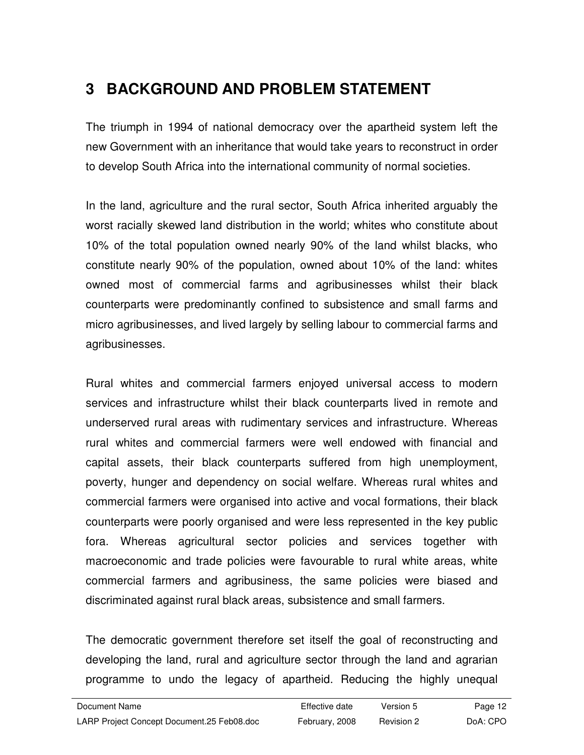# 3 BACKGROUND AND PROBLEM STATEMENT

The triumph in 1994 of national democracy over the apartheid system left the new Government with an inheritance that would take years to reconstruct in order to develop South Africa into the international community of normal societies.

In the land, agriculture and the rural sector, South Africa inherited arguably the worst racially skewed land distribution in the world; whites who constitute about 10% of the total population owned nearly 90% of the land whilst blacks, who constitute nearly 90% of the population, owned about 10% of the land: whites owned most of commercial farms and agribusinesses whilst their black counterparts were predominantly confined to subsistence and small farms and micro agribusinesses, and lived largely by selling labour to commercial farms and agribusinesses.

Rural whites and commercial farmers enjoyed universal access to modern services and infrastructure whilst their black counterparts lived in remote and underserved rural areas with rudimentary services and infrastructure. Whereas rural whites and commercial farmers were well endowed with financial and capital assets, their black counterparts suffered from high unemployment, poverty, hunger and dependency on social welfare. Whereas rural whites and commercial farmers were organised into active and vocal formations, their black counterparts were poorly organised and were less represented in the key public fora. Whereas agricultural sector policies and services together with macroeconomic and trade policies were favourable to rural white areas, white commercial farmers and agribusiness, the same policies were biased and discriminated against rural black areas, subsistence and small farmers.

The democratic government therefore set itself the goal of reconstructing and developing the land, rural and agriculture sector through the land and agrarian programme to undo the legacy of apartheid. Reducing the highly unequal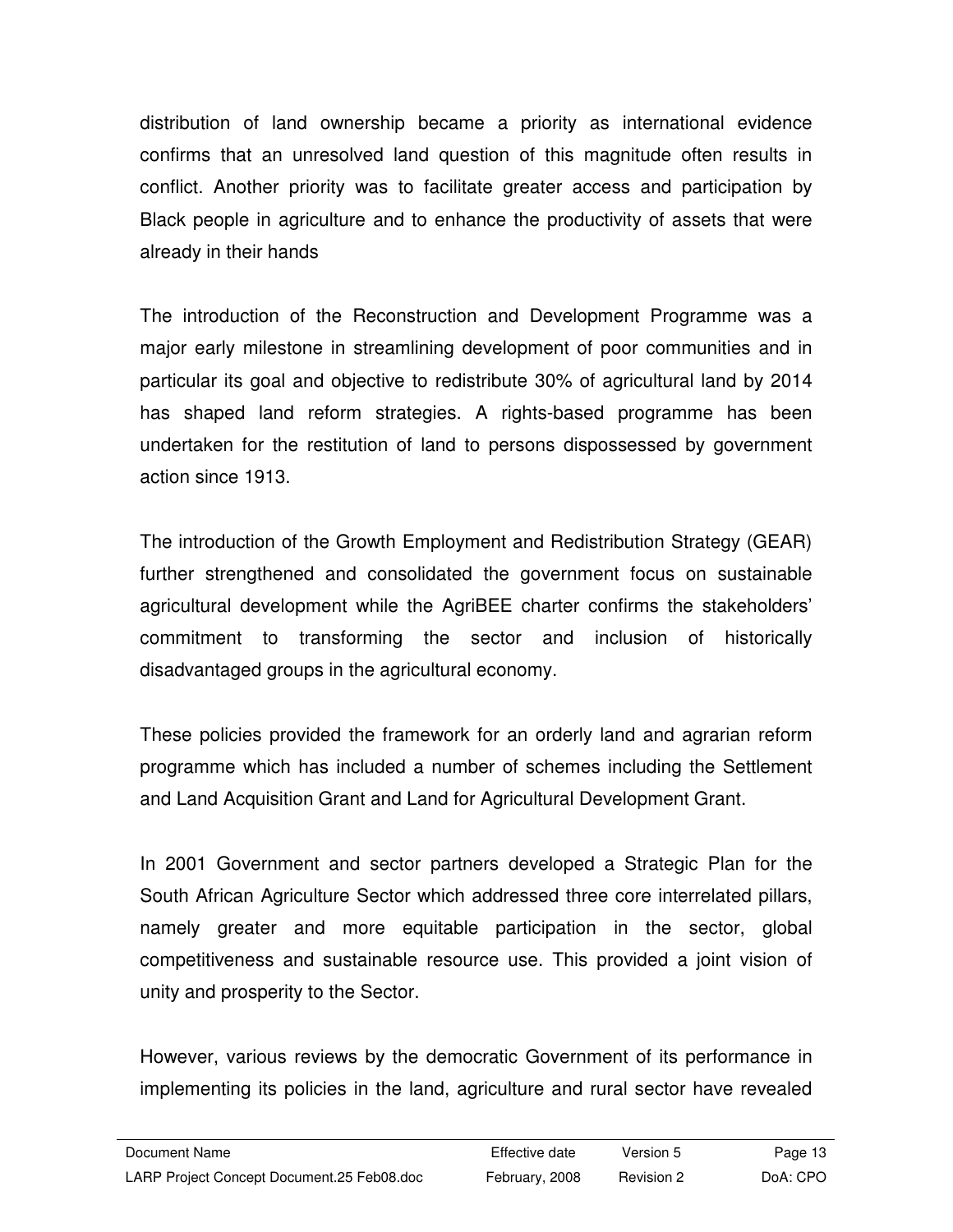distribution of land ownership became a priority as international evidence confirms that an unresolved land question of this magnitude often results in conflict. Another priority was to facilitate greater access and participation by Black people in agriculture and to enhance the productivity of assets that were already in their hands

The introduction of the Reconstruction and Development Programme was a major early milestone in streamlining development of poor communities and in particular its goal and objective to redistribute 30% of agricultural land by 2014 has shaped land reform strategies. A rights-based programme has been undertaken for the restitution of land to persons dispossessed by government action since 1913.

The introduction of the Growth Employment and Redistribution Strategy (GEAR) further strengthened and consolidated the government focus on sustainable agricultural development while the AgriBEE charter confirms the stakeholders' commitment to transforming the sector and inclusion of historically disadvantaged groups in the agricultural economy.

These policies provided the framework for an orderly land and agrarian reform programme which has included a number of schemes including the Settlement and Land Acquisition Grant and Land for Agricultural Development Grant.

In 2001 Government and sector partners developed a Strategic Plan for the South African Agriculture Sector which addressed three core interrelated pillars, namely greater and more equitable participation in the sector, global competitiveness and sustainable resource use. This provided a joint vision of unity and prosperity to the Sector.

However, various reviews by the democratic Government of its performance in implementing its policies in the land, agriculture and rural sector have revealed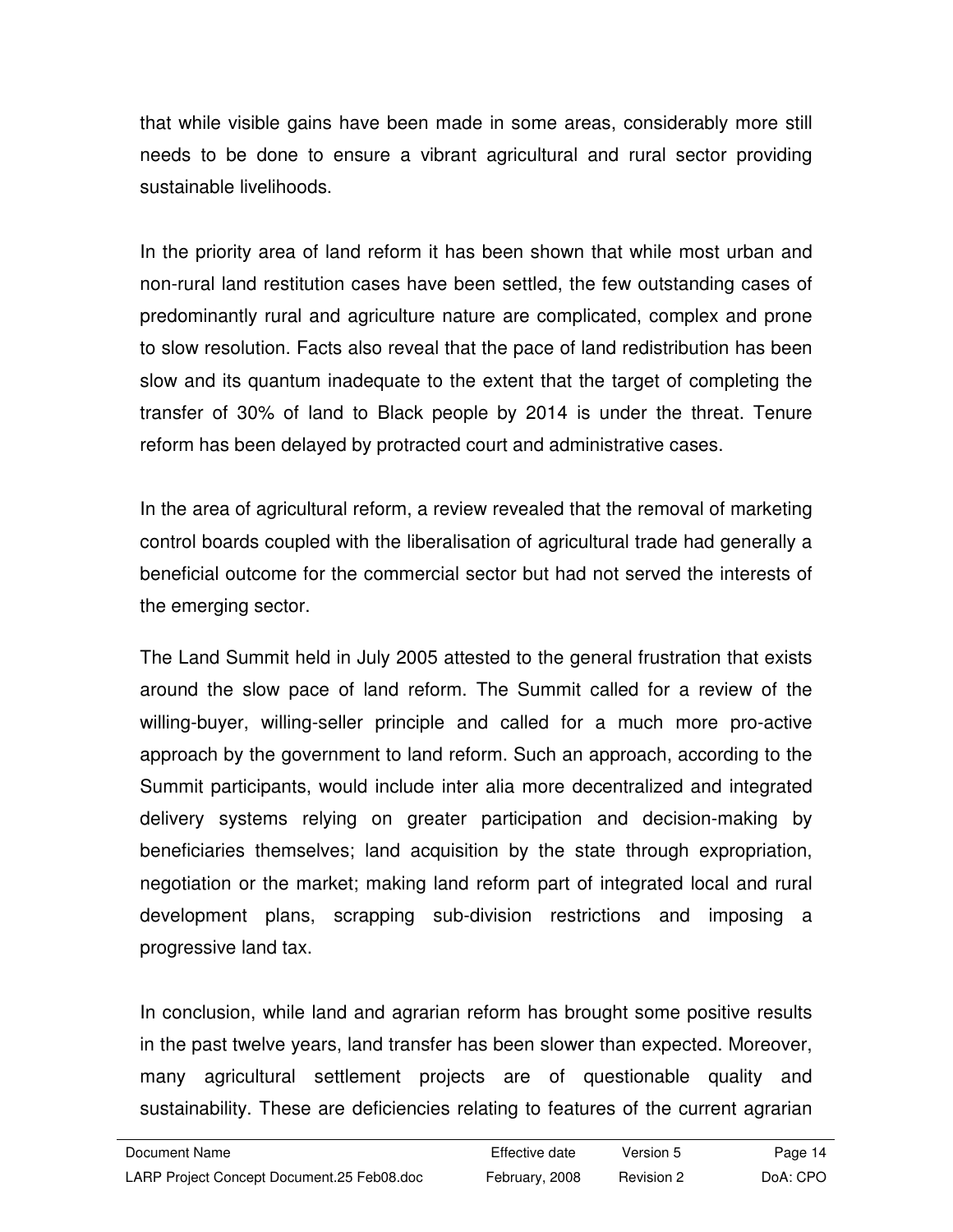that while visible gains have been made in some areas, considerably more still needs to be done to ensure a vibrant agricultural and rural sector providing sustainable livelihoods.

In the priority area of land reform it has been shown that while most urban and non-rural land restitution cases have been settled, the few outstanding cases of predominantly rural and agriculture nature are complicated, complex and prone to slow resolution. Facts also reveal that the pace of land redistribution has been slow and its quantum inadequate to the extent that the target of completing the transfer of 30% of land to Black people by 2014 is under the threat. Tenure reform has been delayed by protracted court and administrative cases.

In the area of agricultural reform, a review revealed that the removal of marketing control boards coupled with the liberalisation of agricultural trade had generally a beneficial outcome for the commercial sector but had not served the interests of the emerging sector.

The Land Summit held in July 2005 attested to the general frustration that exists around the slow pace of land reform. The Summit called for a review of the willing-buyer, willing-seller principle and called for a much more pro-active approach by the government to land reform. Such an approach, according to the Summit participants, would include inter alia more decentralized and integrated delivery systems relying on greater participation and decision-making by beneficiaries themselves; land acquisition by the state through expropriation, negotiation or the market; making land reform part of integrated local and rural development plans, scrapping sub-division restrictions and imposing a progressive land tax.

In conclusion, while land and agrarian reform has brought some positive results in the past twelve years, land transfer has been slower than expected. Moreover, many agricultural settlement projects are of questionable quality and sustainability. These are deficiencies relating to features of the current agrarian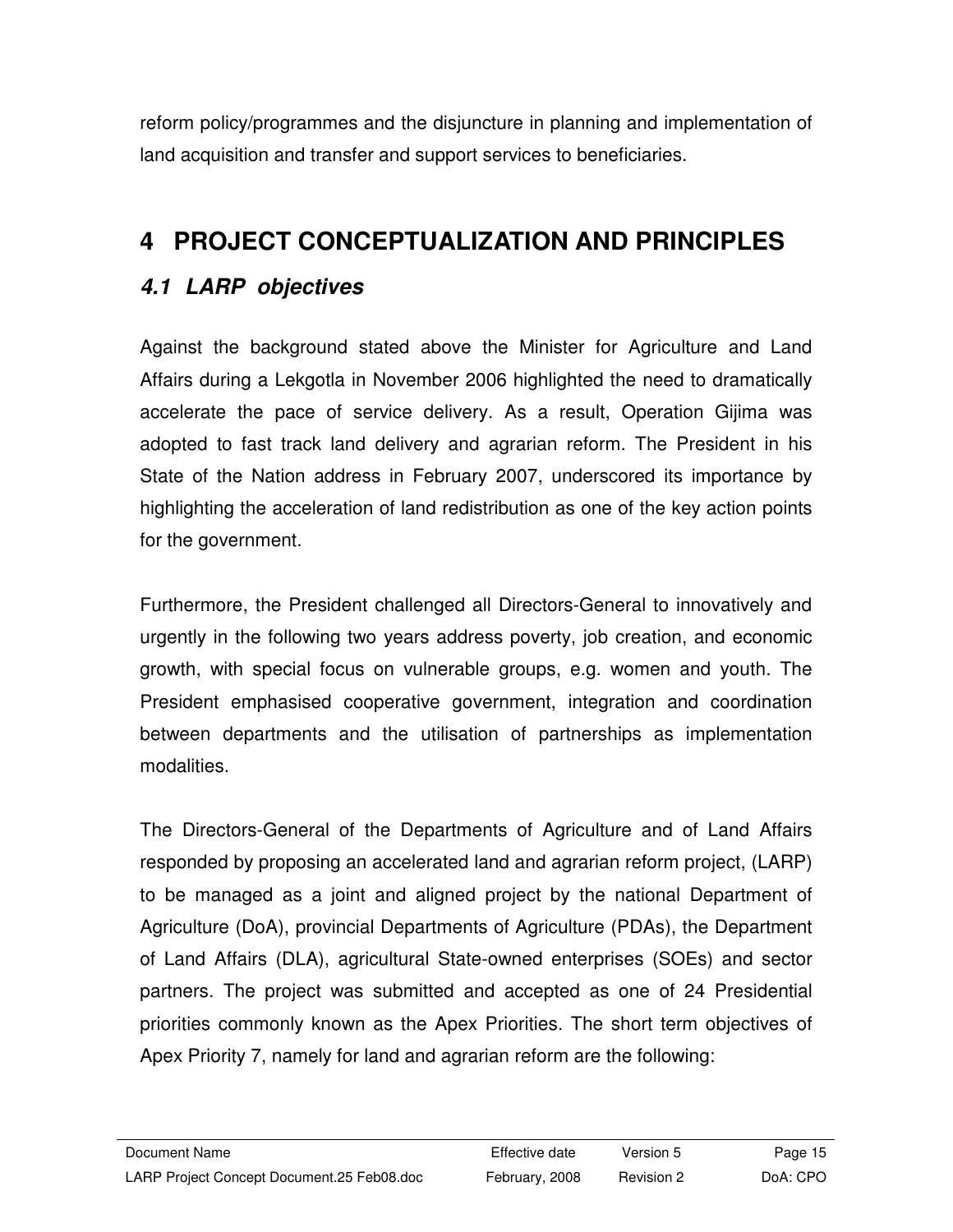reform policy/programmes and the disjuncture in planning and implementation of land acquisition and transfer and support services to beneficiaries.

# 4 PROJECT CONCEPTUALIZATION AND PRINCIPLES

## *4.1 LARP objectives*

Against the background stated above the Minister for Agriculture and Land Affairs during a Lekgotla in November 2006 highlighted the need to dramatically accelerate the pace of service delivery. As a result, Operation Gijima was adopted to fast track land delivery and agrarian reform. The President in his State of the Nation address in February 2007, underscored its importance by highlighting the acceleration of land redistribution as one of the key action points for the government.

Furthermore, the President challenged all Directors-General to innovatively and urgently in the following two years address poverty, job creation, and economic growth, with special focus on vulnerable groups, e.g. women and youth. The President emphasised cooperative government, integration and coordination between departments and the utilisation of partnerships as implementation modalities.

The Directors-General of the Departments of Agriculture and of Land Affairs responded by proposing an accelerated land and agrarian reform project, (LARP) to be managed as a joint and aligned project by the national Department of Agriculture (DoA), provincial Departments of Agriculture (PDAs), the Department of Land Affairs (DLA), agricultural State-owned enterprises (SOEs) and sector partners. The project was submitted and accepted as one of 24 Presidential priorities commonly known as the Apex Priorities. The short term objectives of Apex Priority 7, namely for land and agrarian reform are the following: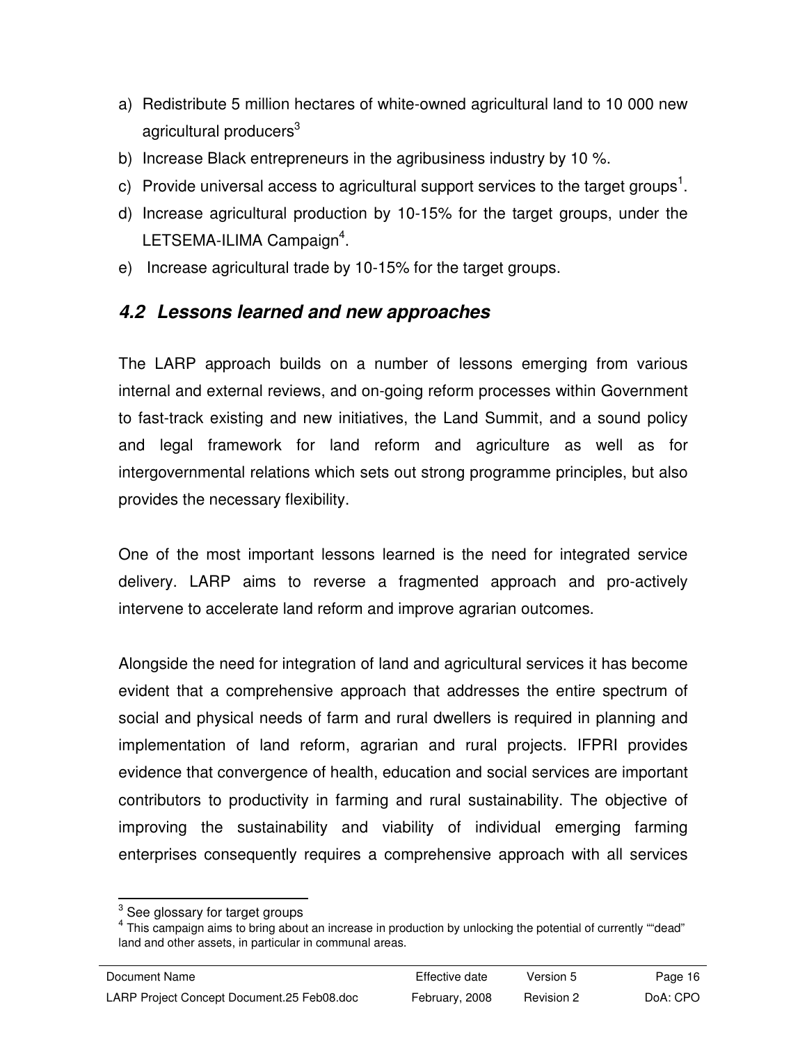a) Redistribute 5 million hectares of white-owned agricultural land to 10 000 new agricultural producers[3]
b) Increase Black entrepreneurs in the agribusiness industry by 10 %.
c) Provide universal access to agricultural support services to the target groups[1].
d) Increase agricultural production by 10-15% for the target groups, under the LETSEMA-ILIMA Campaign[4].
e) Increase agricultural trade by 10-15% for the target groups.

## *4.2 Lessons learned and new approaches*

The LARP approach builds on a number of lessons emerging from various internal and external reviews, and on-going reform processes within Government to fast-track existing and new initiatives, the Land Summit, and a sound policy and legal framework for land reform and agriculture as well as for intergovernmental relations which sets out strong programme principles, but also provides the necessary flexibility.

One of the most important lessons learned is the need for integrated service delivery. LARP aims to reverse a fragmented approach and pro-actively intervene to accelerate land reform and improve agrarian outcomes.

Alongside the need for integration of land and agricultural services it has become evident that a comprehensive approach that addresses the entire spectrum of social and physical needs of farm and rural dwellers is required in planning and implementation of land reform, agrarian and rural projects. IFPRI provides evidence that convergence of health, education and social services are important contributors to productivity in farming and rural sustainability. The objective of improving the sustainability and viability of individual emerging farming enterprises consequently requires a comprehensive approach with all services

---

[3] See glossary for target groups

[4] This campaign aims to bring about an increase in production by unlocking the potential of currently ""dead" land and other assets, in particular in communal areas.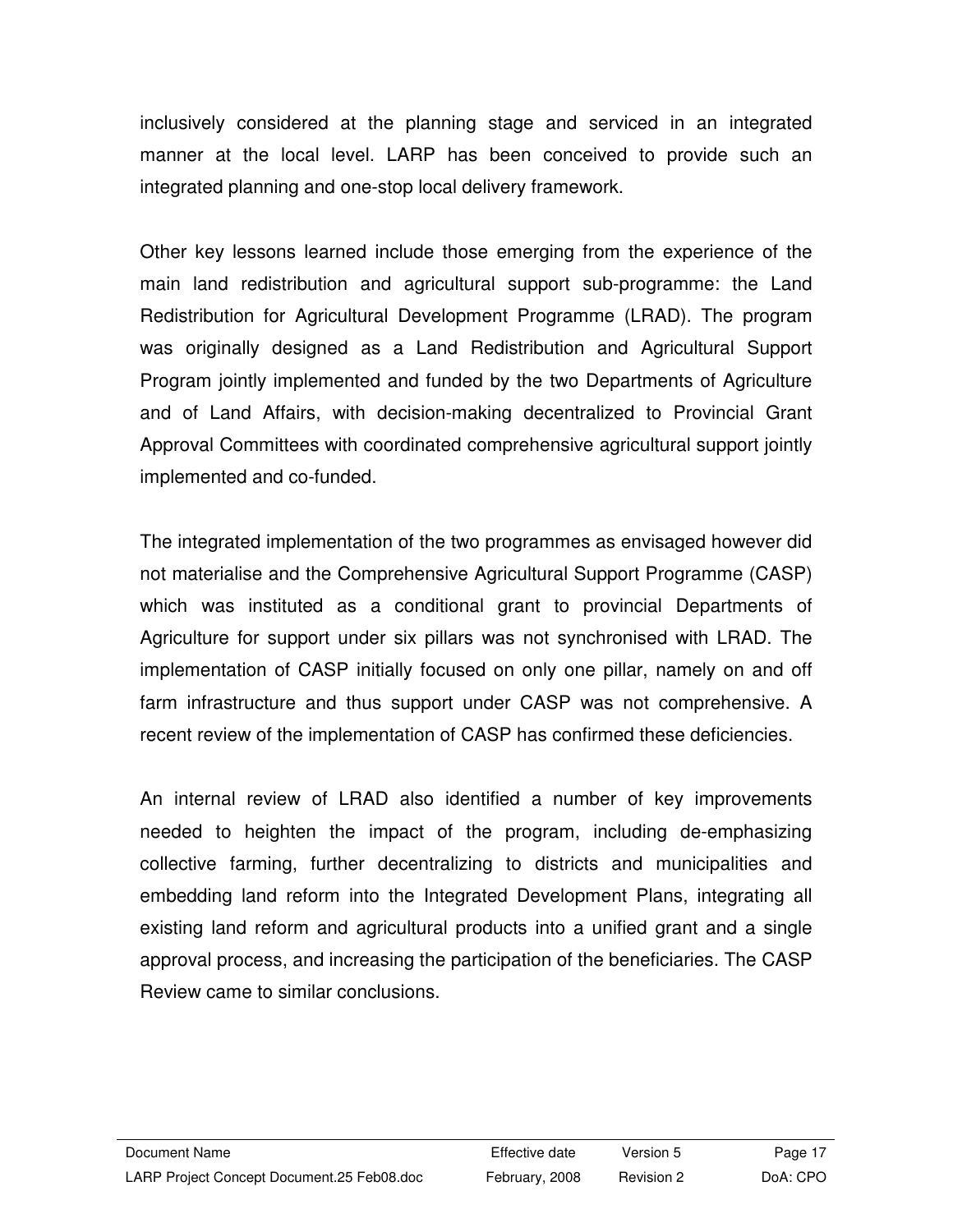inclusively considered at the planning stage and serviced in an integrated manner at the local level. LARP has been conceived to provide such an integrated planning and one-stop local delivery framework.

Other key lessons learned include those emerging from the experience of the main land redistribution and agricultural support sub-programme: the Land Redistribution for Agricultural Development Programme (LRAD). The program was originally designed as a Land Redistribution and Agricultural Support Program jointly implemented and funded by the two Departments of Agriculture and of Land Affairs, with decision-making decentralized to Provincial Grant Approval Committees with coordinated comprehensive agricultural support jointly implemented and co-funded.

The integrated implementation of the two programmes as envisaged however did not materialise and the Comprehensive Agricultural Support Programme (CASP) which was instituted as a conditional grant to provincial Departments of Agriculture for support under six pillars was not synchronised with LRAD. The implementation of CASP initially focused on only one pillar, namely on and off farm infrastructure and thus support under CASP was not comprehensive. A recent review of the implementation of CASP has confirmed these deficiencies.

An internal review of LRAD also identified a number of key improvements needed to heighten the impact of the program, including de-emphasizing collective farming, further decentralizing to districts and municipalities and embedding land reform into the Integrated Development Plans, integrating all existing land reform and agricultural products into a unified grant and a single approval process, and increasing the participation of the beneficiaries. The CASP Review came to similar conclusions.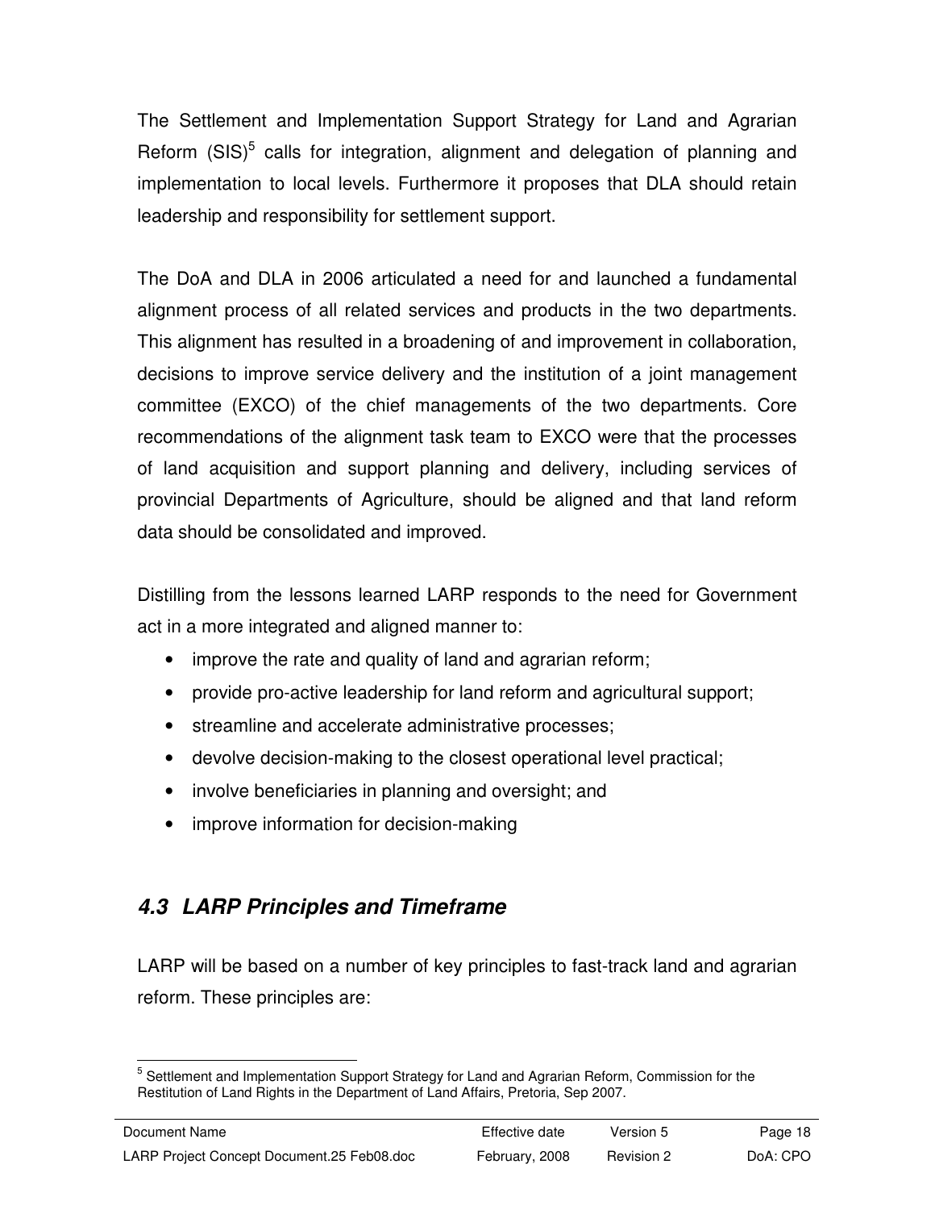The Settlement and Implementation Support Strategy for Land and Agrarian Reform (SIS)[5] calls for integration, alignment and delegation of planning and implementation to local levels. Furthermore it proposes that DLA should retain leadership and responsibility for settlement support.

The DoA and DLA in 2006 articulated a need for and launched a fundamental alignment process of all related services and products in the two departments. This alignment has resulted in a broadening of and improvement in collaboration, decisions to improve service delivery and the institution of a joint management committee (EXCO) of the chief managements of the two departments. Core recommendations of the alignment task team to EXCO were that the processes of land acquisition and support planning and delivery, including services of provincial Departments of Agriculture, should be aligned and that land reform data should be consolidated and improved.

Distilling from the lessons learned LARP responds to the need for Government act in a more integrated and aligned manner to:

- improve the rate and quality of land and agrarian reform;
- provide pro-active leadership for land reform and agricultural support;
- streamline and accelerate administrative processes;
- devolve decision-making to the closest operational level practical;
- involve beneficiaries in planning and oversight; and
- improve information for decision-making

## *4.3 LARP Principles and Timeframe*

LARP will be based on a number of key principles to fast-track land and agrarian reform. These principles are:

[5] Settlement and Implementation Support Strategy for Land and Agrarian Reform, Commission for the Restitution of Land Rights in the Department of Land Affairs, Pretoria, Sep 2007.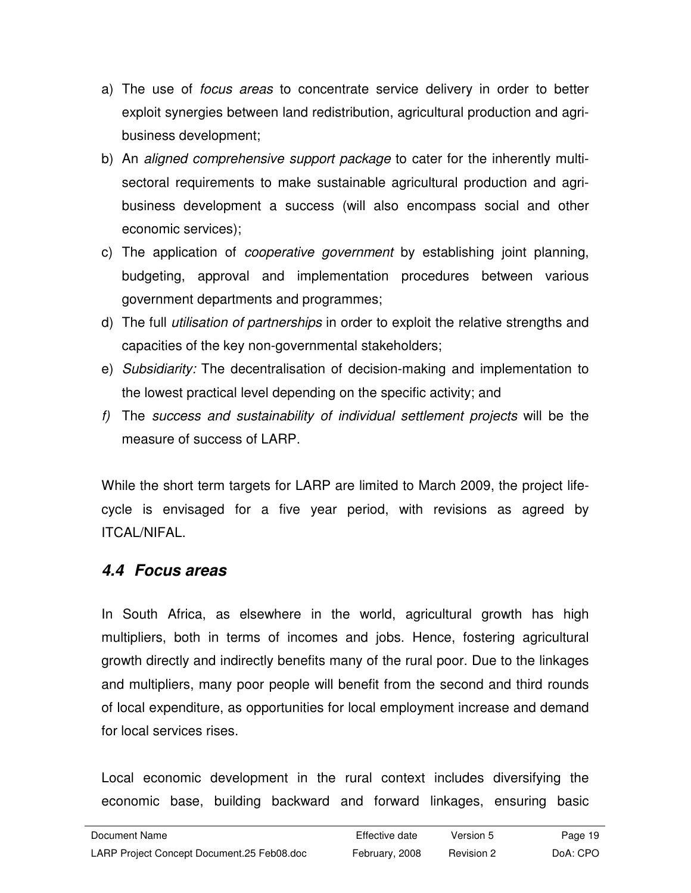a) The use of *focus areas* to concentrate service delivery in order to better exploit synergies between land redistribution, agricultural production and agri-business development;
b) An *aligned comprehensive support package* to cater for the inherently multi-sectoral requirements to make sustainable agricultural production and agri-business development a success (will also encompass social and other economic services);
c) The application of *cooperative government* by establishing joint planning, budgeting, approval and implementation procedures between various government departments and programmes;
d) The full *utilisation of partnerships* in order to exploit the relative strengths and capacities of the key non-governmental stakeholders;
e) *Subsidiarity:* The decentralisation of decision-making and implementation to the lowest practical level depending on the specific activity; and
f) The *success and sustainability of individual settlement projects* will be the measure of success of LARP.

While the short term targets for LARP are limited to March 2009, the project life-cycle is envisaged for a five year period, with revisions as agreed by ITCAL/NIFAL.

## 4.4 Focus areas

In South Africa, as elsewhere in the world, agricultural growth has high multipliers, both in terms of incomes and jobs. Hence, fostering agricultural growth directly and indirectly benefits many of the rural poor. Due to the linkages and multipliers, many poor people will benefit from the second and third rounds of local expenditure, as opportunities for local employment increase and demand for local services rises.

Local economic development in the rural context includes diversifying the economic base, building backward and forward linkages, ensuring basic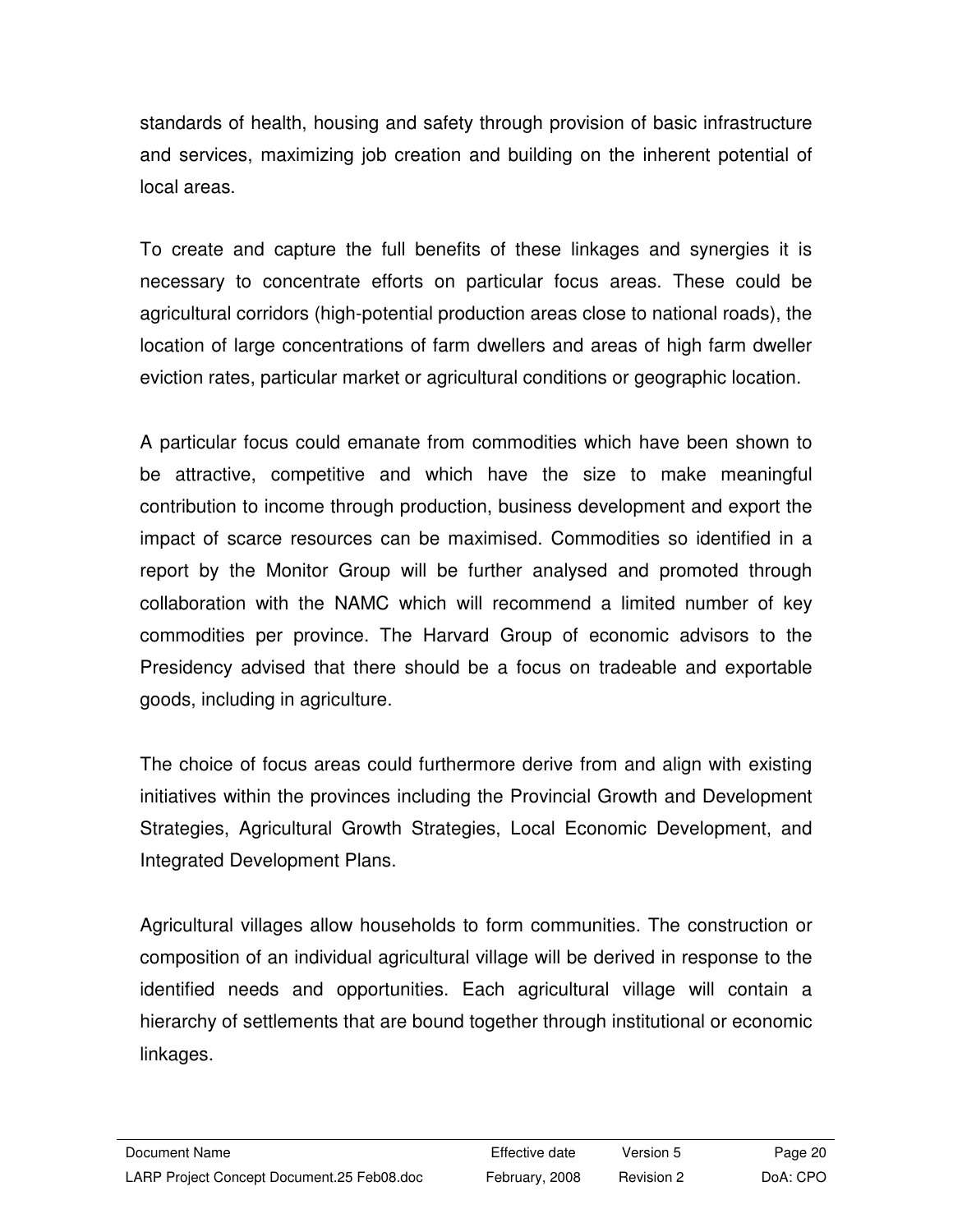standards of health, housing and safety through provision of basic infrastructure and services, maximizing job creation and building on the inherent potential of local areas.

To create and capture the full benefits of these linkages and synergies it is necessary to concentrate efforts on particular focus areas. These could be agricultural corridors (high-potential production areas close to national roads), the location of large concentrations of farm dwellers and areas of high farm dweller eviction rates, particular market or agricultural conditions or geographic location.

A particular focus could emanate from commodities which have been shown to be attractive, competitive and which have the size to make meaningful contribution to income through production, business development and export the impact of scarce resources can be maximised. Commodities so identified in a report by the Monitor Group will be further analysed and promoted through collaboration with the NAMC which will recommend a limited number of key commodities per province. The Harvard Group of economic advisors to the Presidency advised that there should be a focus on tradeable and exportable goods, including in agriculture.

The choice of focus areas could furthermore derive from and align with existing initiatives within the provinces including the Provincial Growth and Development Strategies, Agricultural Growth Strategies, Local Economic Development, and Integrated Development Plans.

Agricultural villages allow households to form communities. The construction or composition of an individual agricultural village will be derived in response to the identified needs and opportunities. Each agricultural village will contain a hierarchy of settlements that are bound together through institutional or economic linkages.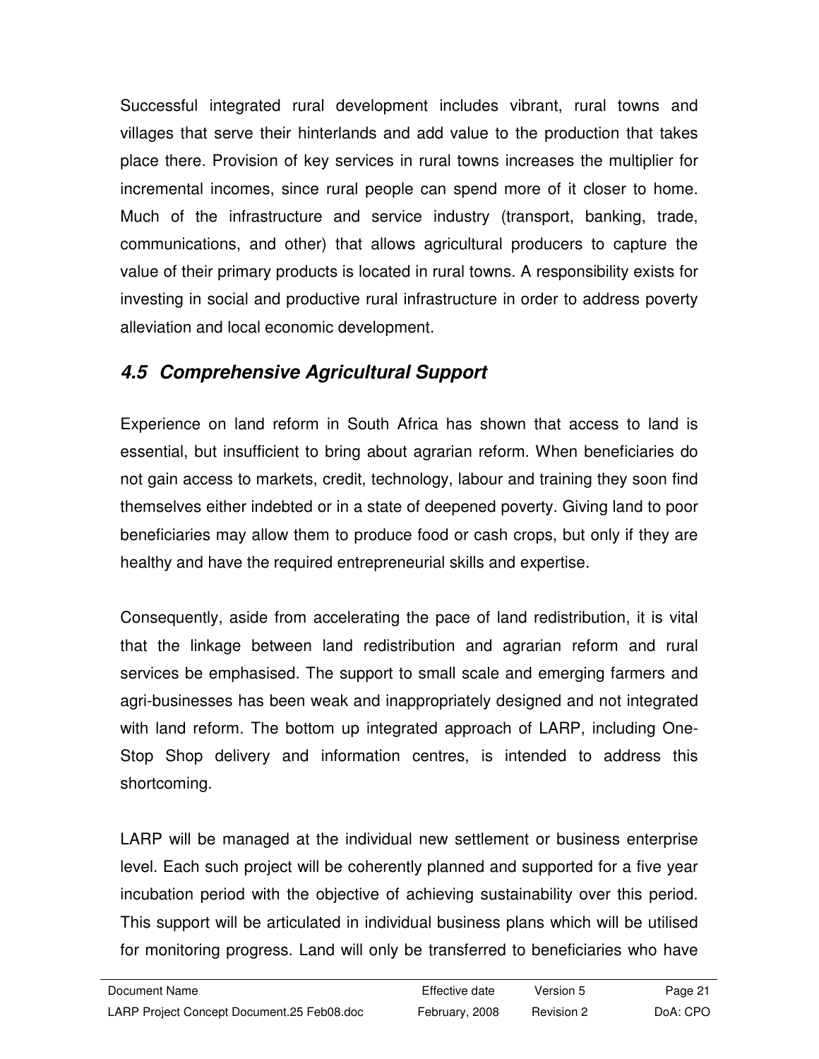Successful integrated rural development includes vibrant, rural towns and villages that serve their hinterlands and add value to the production that takes place there. Provision of key services in rural towns increases the multiplier for incremental incomes, since rural people can spend more of it closer to home. Much of the infrastructure and service industry (transport, banking, trade, communications, and other) that allows agricultural producers to capture the value of their primary products is located in rural towns. A responsibility exists for investing in social and productive rural infrastructure in order to address poverty alleviation and local economic development.

### *4.5 Comprehensive Agricultural Support*

Experience on land reform in South Africa has shown that access to land is essential, but insufficient to bring about agrarian reform. When beneficiaries do not gain access to markets, credit, technology, labour and training they soon find themselves either indebted or in a state of deepened poverty. Giving land to poor beneficiaries may allow them to produce food or cash crops, but only if they are healthy and have the required entrepreneurial skills and expertise.

Consequently, aside from accelerating the pace of land redistribution, it is vital that the linkage between land redistribution and agrarian reform and rural services be emphasised. The support to small scale and emerging farmers and agri-businesses has been weak and inappropriately designed and not integrated with land reform. The bottom up integrated approach of LARP, including One-Stop Shop delivery and information centres, is intended to address this shortcoming.

LARP will be managed at the individual new settlement or business enterprise level. Each such project will be coherently planned and supported for a five year incubation period with the objective of achieving sustainability over this period. This support will be articulated in individual business plans which will be utilised for monitoring progress. Land will only be transferred to beneficiaries who have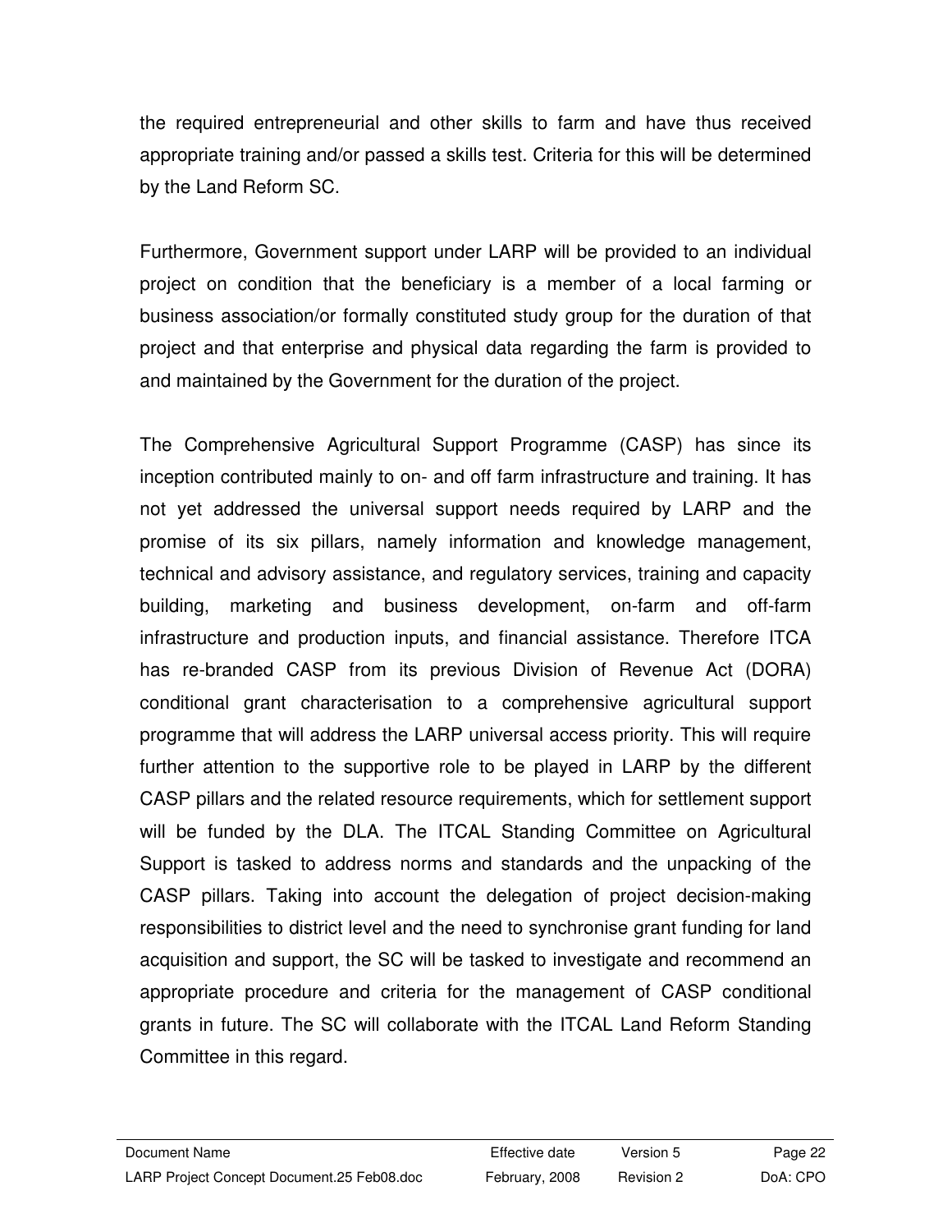the required entrepreneurial and other skills to farm and have thus received appropriate training and/or passed a skills test. Criteria for this will be determined by the Land Reform SC.

Furthermore, Government support under LARP will be provided to an individual project on condition that the beneficiary is a member of a local farming or business association/or formally constituted study group for the duration of that project and that enterprise and physical data regarding the farm is provided to and maintained by the Government for the duration of the project.

The Comprehensive Agricultural Support Programme (CASP) has since its inception contributed mainly to on- and off farm infrastructure and training. It has not yet addressed the universal support needs required by LARP and the promise of its six pillars, namely information and knowledge management, technical and advisory assistance, and regulatory services, training and capacity building, marketing and business development, on-farm and off-farm infrastructure and production inputs, and financial assistance. Therefore ITCA has re-branded CASP from its previous Division of Revenue Act (DORA) conditional grant characterisation to a comprehensive agricultural support programme that will address the LARP universal access priority. This will require further attention to the supportive role to be played in LARP by the different CASP pillars and the related resource requirements, which for settlement support will be funded by the DLA. The ITCAL Standing Committee on Agricultural Support is tasked to address norms and standards and the unpacking of the CASP pillars. Taking into account the delegation of project decision-making responsibilities to district level and the need to synchronise grant funding for land acquisition and support, the SC will be tasked to investigate and recommend an appropriate procedure and criteria for the management of CASP conditional grants in future. The SC will collaborate with the ITCAL Land Reform Standing Committee in this regard.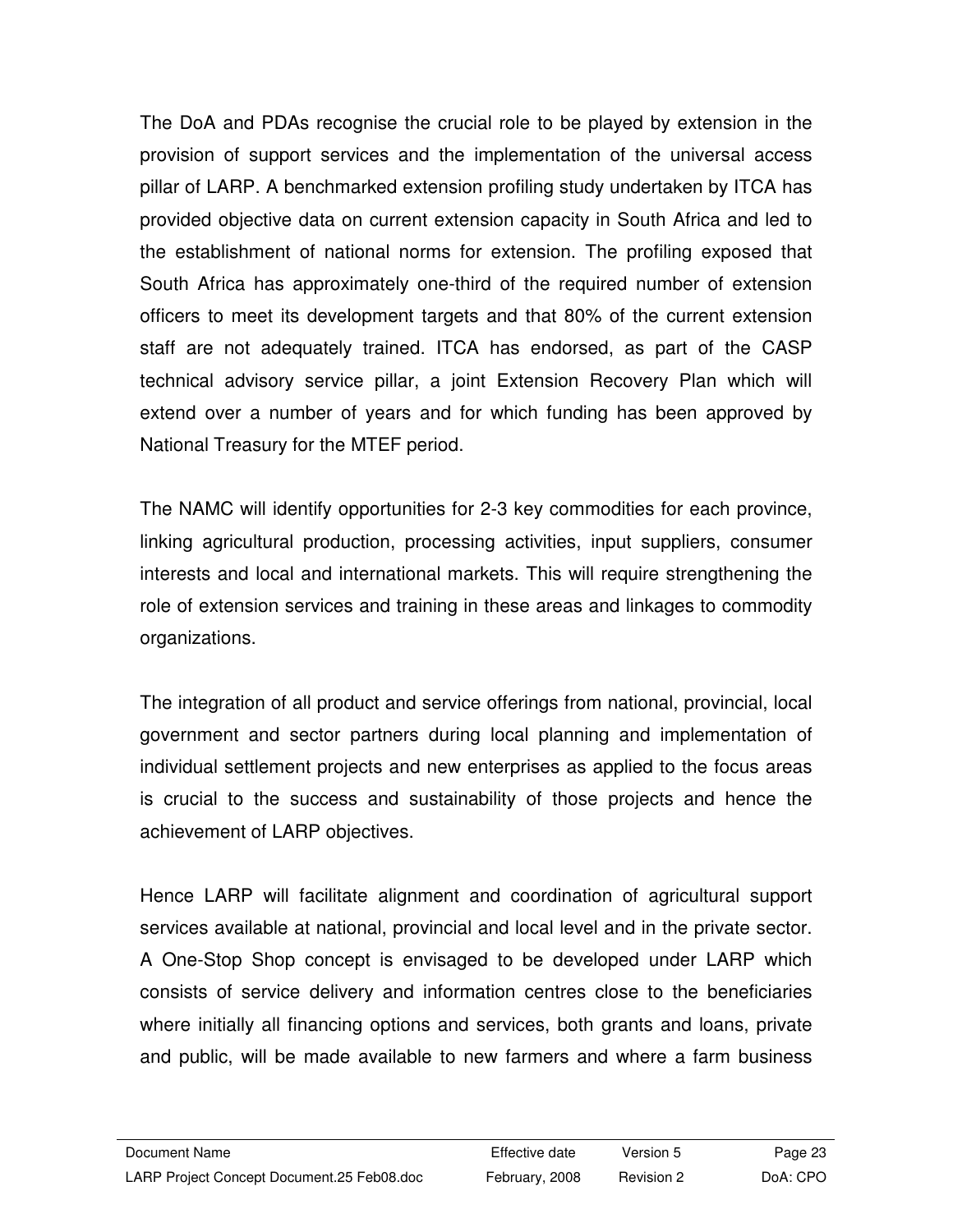The DoA and PDAs recognise the crucial role to be played by extension in the provision of support services and the implementation of the universal access pillar of LARP. A benchmarked extension profiling study undertaken by ITCA has provided objective data on current extension capacity in South Africa and led to the establishment of national norms for extension. The profiling exposed that South Africa has approximately one-third of the required number of extension officers to meet its development targets and that 80% of the current extension staff are not adequately trained. ITCA has endorsed, as part of the CASP technical advisory service pillar, a joint Extension Recovery Plan which will extend over a number of years and for which funding has been approved by National Treasury for the MTEF period.

The NAMC will identify opportunities for 2-3 key commodities for each province, linking agricultural production, processing activities, input suppliers, consumer interests and local and international markets. This will require strengthening the role of extension services and training in these areas and linkages to commodity organizations.

The integration of all product and service offerings from national, provincial, local government and sector partners during local planning and implementation of individual settlement projects and new enterprises as applied to the focus areas is crucial to the success and sustainability of those projects and hence the achievement of LARP objectives.

Hence LARP will facilitate alignment and coordination of agricultural support services available at national, provincial and local level and in the private sector. A One-Stop Shop concept is envisaged to be developed under LARP which consists of service delivery and information centres close to the beneficiaries where initially all financing options and services, both grants and loans, private and public, will be made available to new farmers and where a farm business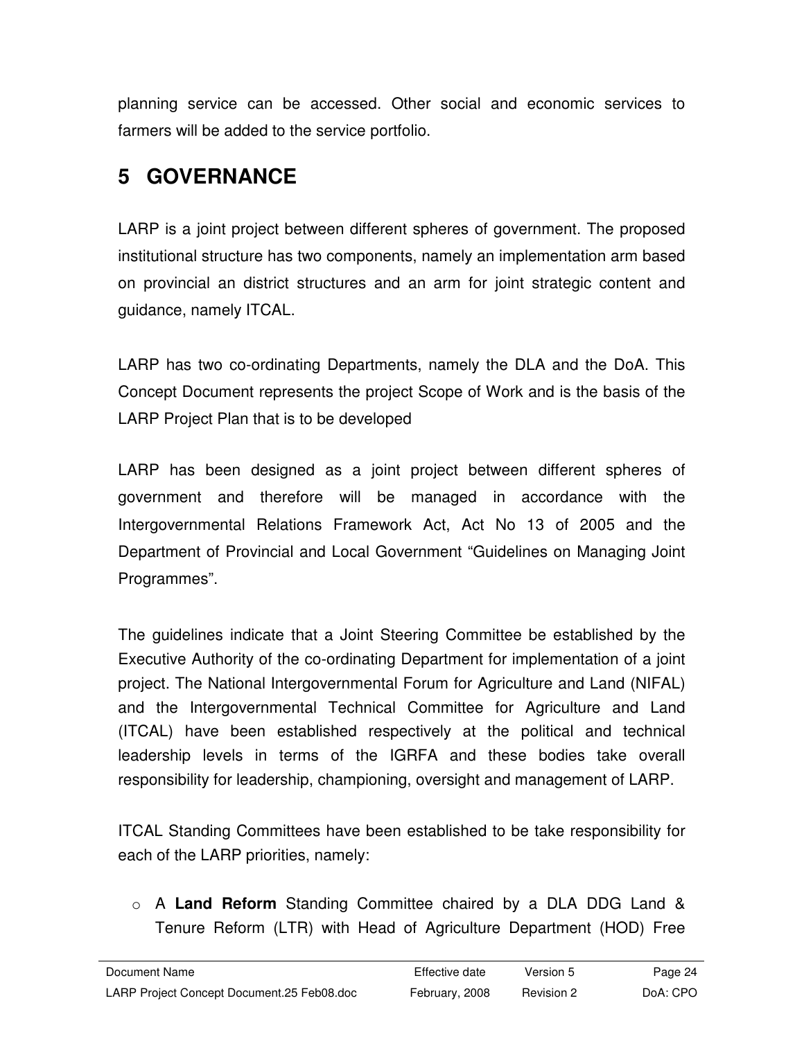planning service can be accessed. Other social and economic services to farmers will be added to the service portfolio.

# 5 GOVERNANCE

LARP is a joint project between different spheres of government. The proposed institutional structure has two components, namely an implementation arm based on provincial an district structures and an arm for joint strategic content and guidance, namely ITCAL.

LARP has two co-ordinating Departments, namely the DLA and the DoA. This Concept Document represents the project Scope of Work and is the basis of the LARP Project Plan that is to be developed

LARP has been designed as a joint project between different spheres of government and therefore will be managed in accordance with the Intergovernmental Relations Framework Act, Act No 13 of 2005 and the Department of Provincial and Local Government "Guidelines on Managing Joint Programmes".

The guidelines indicate that a Joint Steering Committee be established by the Executive Authority of the co-ordinating Department for implementation of a joint project. The National Intergovernmental Forum for Agriculture and Land (NIFAL) and the Intergovernmental Technical Committee for Agriculture and Land (ITCAL) have been established respectively at the political and technical leadership levels in terms of the IGRFA and these bodies take overall responsibility for leadership, championing, oversight and management of LARP.

ITCAL Standing Committees have been established to be take responsibility for each of the LARP priorities, namely:

- A **Land Reform** Standing Committee chaired by a DLA DDG Land & Tenure Reform (LTR) with Head of Agriculture Department (HOD) Free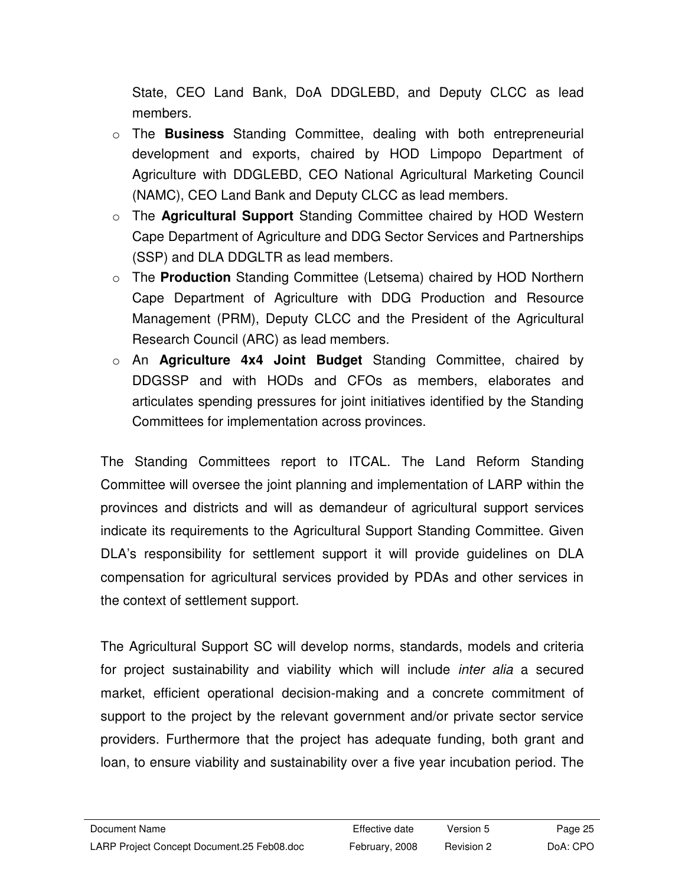State, CEO Land Bank, DoA DDGLEBD, and Deputy CLCC as lead members.

- The **Business** Standing Committee, dealing with both entrepreneurial development and exports, chaired by HOD Limpopo Department of Agriculture with DDGLEBD, CEO National Agricultural Marketing Council (NAMC), CEO Land Bank and Deputy CLCC as lead members.
- The **Agricultural Support** Standing Committee chaired by HOD Western Cape Department of Agriculture and DDG Sector Services and Partnerships (SSP) and DLA DDGLTR as lead members.
- The **Production** Standing Committee (Letsema) chaired by HOD Northern Cape Department of Agriculture with DDG Production and Resource Management (PRM), Deputy CLCC and the President of the Agricultural Research Council (ARC) as lead members.
- An **Agriculture 4x4 Joint Budget** Standing Committee, chaired by DDGSSP and with HODs and CFOs as members, elaborates and articulates spending pressures for joint initiatives identified by the Standing Committees for implementation across provinces.

The Standing Committees report to ITCAL. The Land Reform Standing Committee will oversee the joint planning and implementation of LARP within the provinces and districts and will as demandeur of agricultural support services indicate its requirements to the Agricultural Support Standing Committee. Given DLA's responsibility for settlement support it will provide guidelines on DLA compensation for agricultural services provided by PDAs and other services in the context of settlement support.

The Agricultural Support SC will develop norms, standards, models and criteria for project sustainability and viability which will include *inter alia* a secured market, efficient operational decision-making and a concrete commitment of support to the project by the relevant government and/or private sector service providers. Furthermore that the project has adequate funding, both grant and loan, to ensure viability and sustainability over a five year incubation period. The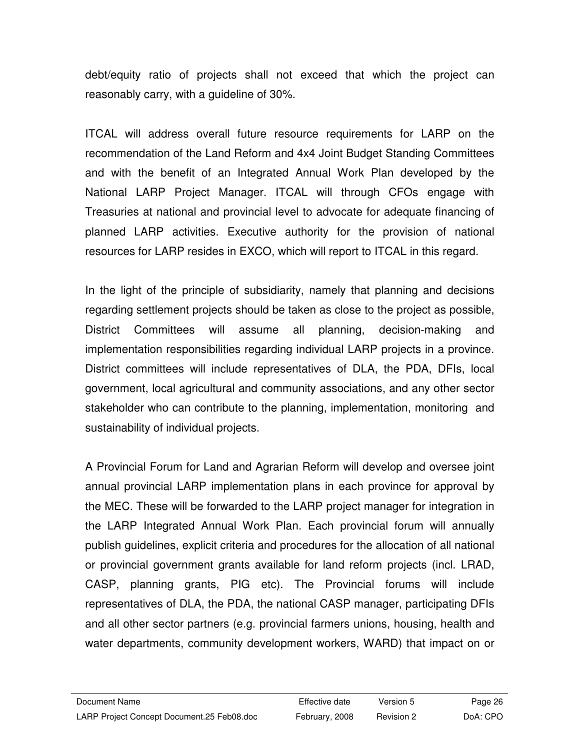debt/equity ratio of projects shall not exceed that which the project can reasonably carry, with a guideline of 30%.

ITCAL will address overall future resource requirements for LARP on the recommendation of the Land Reform and 4x4 Joint Budget Standing Committees and with the benefit of an Integrated Annual Work Plan developed by the National LARP Project Manager. ITCAL will through CFOs engage with Treasuries at national and provincial level to advocate for adequate financing of planned LARP activities. Executive authority for the provision of national resources for LARP resides in EXCO, which will report to ITCAL in this regard.

In the light of the principle of subsidiarity, namely that planning and decisions regarding settlement projects should be taken as close to the project as possible, District Committees will assume all planning, decision-making and implementation responsibilities regarding individual LARP projects in a province. District committees will include representatives of DLA, the PDA, DFIs, local government, local agricultural and community associations, and any other sector stakeholder who can contribute to the planning, implementation, monitoring and sustainability of individual projects.

A Provincial Forum for Land and Agrarian Reform will develop and oversee joint annual provincial LARP implementation plans in each province for approval by the MEC. These will be forwarded to the LARP project manager for integration in the LARP Integrated Annual Work Plan. Each provincial forum will annually publish guidelines, explicit criteria and procedures for the allocation of all national or provincial government grants available for land reform projects (incl. LRAD, CASP, planning grants, PIG etc). The Provincial forums will include representatives of DLA, the PDA, the national CASP manager, participating DFIs and all other sector partners (e.g. provincial farmers unions, housing, health and water departments, community development workers, WARD) that impact on or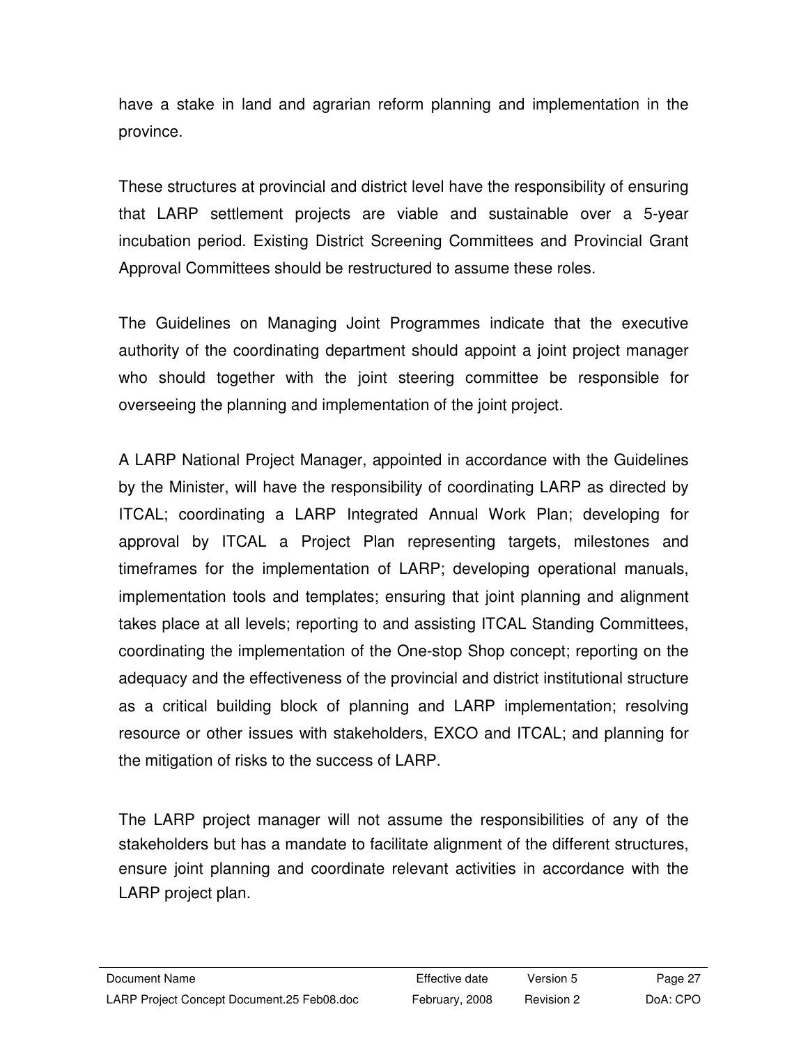have a stake in land and agrarian reform planning and implementation in the province.

These structures at provincial and district level have the responsibility of ensuring that LARP settlement projects are viable and sustainable over a 5-year incubation period. Existing District Screening Committees and Provincial Grant Approval Committees should be restructured to assume these roles.

The Guidelines on Managing Joint Programmes indicate that the executive authority of the coordinating department should appoint a joint project manager who should together with the joint steering committee be responsible for overseeing the planning and implementation of the joint project.

A LARP National Project Manager, appointed in accordance with the Guidelines by the Minister, will have the responsibility of coordinating LARP as directed by ITCAL; coordinating a LARP Integrated Annual Work Plan; developing for approval by ITCAL a Project Plan representing targets, milestones and timeframes for the implementation of LARP; developing operational manuals, implementation tools and templates; ensuring that joint planning and alignment takes place at all levels; reporting to and assisting ITCAL Standing Committees, coordinating the implementation of the One-stop Shop concept; reporting on the adequacy and the effectiveness of the provincial and district institutional structure as a critical building block of planning and LARP implementation; resolving resource or other issues with stakeholders, EXCO and ITCAL; and planning for the mitigation of risks to the success of LARP.

The LARP project manager will not assume the responsibilities of any of the stakeholders but has a mandate to facilitate alignment of the different structures, ensure joint planning and coordinate relevant activities in accordance with the LARP project plan.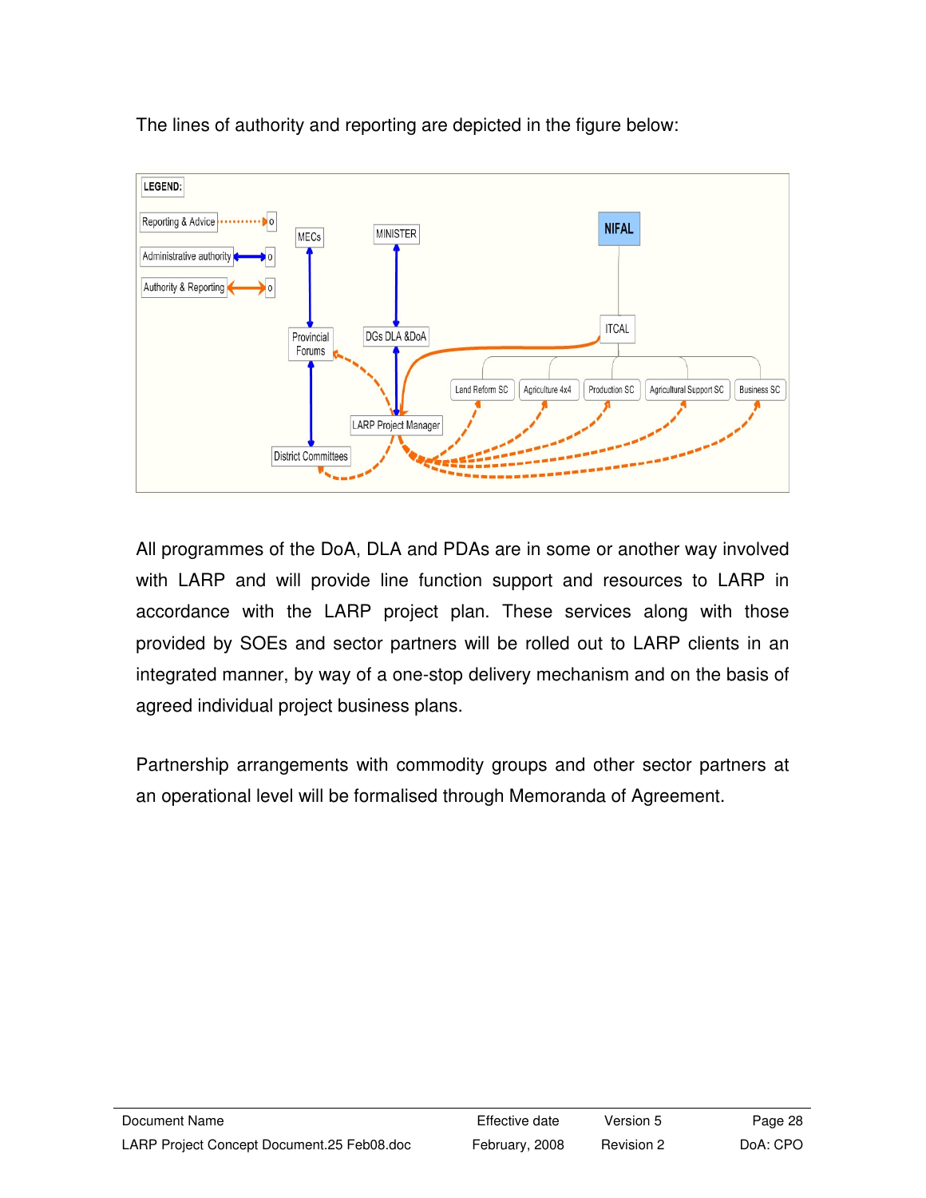The lines of authority and reporting are depicted in the figure below:

All programmes of the DoA, DLA and PDAs are in some or another way involved with LARP and will provide line function support and resources to LARP in accordance with the LARP project plan. These services along with those provided by SOEs and sector partners will be rolled out to LARP clients in an integrated manner, by way of a one-stop delivery mechanism and on the basis of agreed individual project business plans.

Partnership arrangements with commodity groups and other sector partners at an operational level will be formalised through Memoranda of Agreement.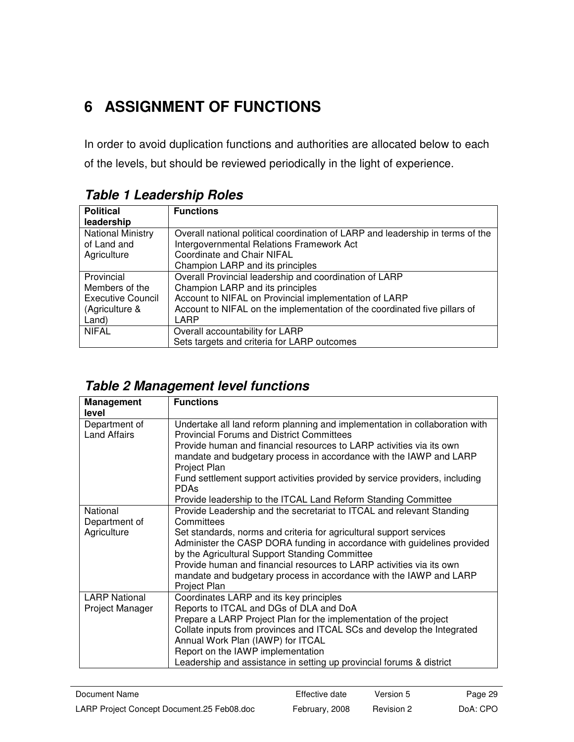# 6 ASSIGNMENT OF FUNCTIONS

In order to avoid duplication functions and authorities are allocated below to each of the levels, but should be reviewed periodically in the light of experience.

### *Table 1 Leadership Roles*

| Political leadership | Functions |
|---|---|
| National Ministry of Land and Agriculture | Overall national political coordination of LARP and leadership in terms of the Intergovernmental Relations Framework Act<br>Coordinate and Chair NIFAL<br>Champion LARP and its principles |
| Provincial Members of the Executive Council (Agriculture & Land) | Overall Provincial leadership and coordination of LARP<br>Champion LARP and its principles<br>Account to NIFAL on Provincial implementation of LARP<br>Account to NIFAL on the implementation of the coordinated five pillars of LARP |
| NIFAL | Overall accountability for LARP<br>Sets targets and criteria for LARP outcomes |

### *Table 2 Management level functions*

| Management level | Functions |
|---|---|
| Department of Land Affairs | Undertake all land reform planning and implementation in collaboration with Provincial Forums and District Committees<br>Provide human and financial resources to LARP activities via its own mandate and budgetary process in accordance with the IAWP and LARP Project Plan<br>Fund settlement support activities provided by service providers, including PDAs<br>Provide leadership to the ITCAL Land Reform Standing Committee |
| National Department of Agriculture | Provide Leadership and the secretariat to ITCAL and relevant Standing Committees<br>Set standards, norms and criteria for agricultural support services<br>Administer the CASP DORA funding in accordance with guidelines provided by the Agricultural Support Standing Committee<br>Provide human and financial resources to LARP activities via its own mandate and budgetary process in accordance with the IAWP and LARP Project Plan |
| LARP National Project Manager | Coordinates LARP and its key principles<br>Reports to ITCAL and DGs of DLA and DoA<br>Prepare a LARP Project Plan for the implementation of the project<br>Collate inputs from provinces and ITCAL SCs and develop the Integrated Annual Work Plan (IAWP) for ITCAL<br>Report on the IAWP implementation<br>Leadership and assistance in setting up provincial forums & district |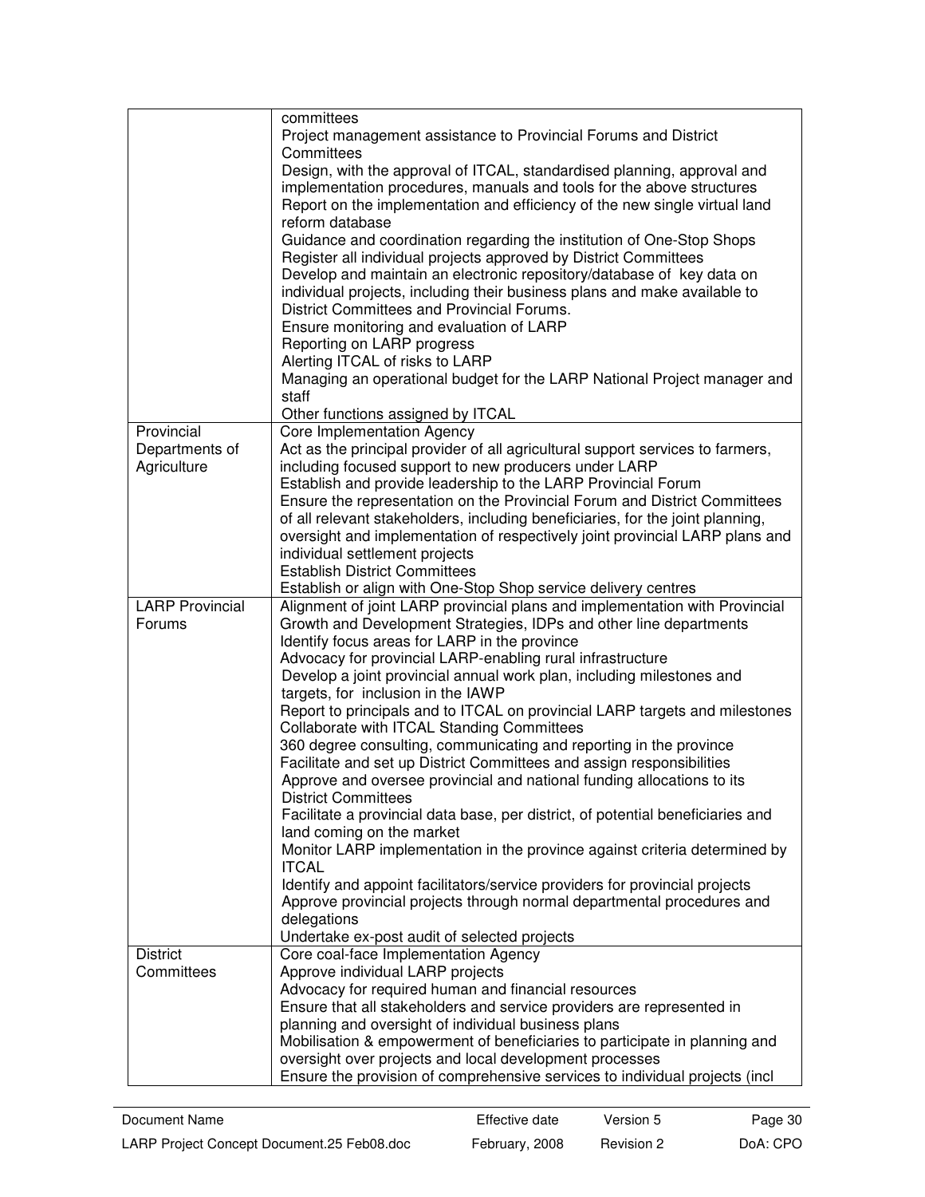| | |
|---|---|
| | committees<br>Project management assistance to Provincial Forums and District Committees<br>Design, with the approval of ITCAL, standardised planning, approval and implementation procedures, manuals and tools for the above structures<br>Report on the implementation and efficiency of the new single virtual land reform database<br>Guidance and coordination regarding the institution of One-Stop Shops<br>Register all individual projects approved by District Committees<br>Develop and maintain an electronic repository/database of key data on individual projects, including their business plans and make available to District Committees and Provincial Forums.<br>Ensure monitoring and evaluation of LARP<br>Reporting on LARP progress<br>Alerting ITCAL of risks to LARP<br>Managing an operational budget for the LARP National Project manager and staff<br>Other functions assigned by ITCAL |
| Provincial Departments of Agriculture | Core Implementation Agency<br>Act as the principal provider of all agricultural support services to farmers, including focused support to new producers under LARP<br>Establish and provide leadership to the LARP Provincial Forum<br>Ensure the representation on the Provincial Forum and District Committees of all relevant stakeholders, including beneficiaries, for the joint planning, oversight and implementation of respectively joint provincial LARP plans and individual settlement projects<br>Establish District Committees<br>Establish or align with One-Stop Shop service delivery centres |
| LARP Provincial Forums | Alignment of joint LARP provincial plans and implementation with Provincial Growth and Development Strategies, IDPs and other line departments<br>Identify focus areas for LARP in the province<br>Advocacy for provincial LARP-enabling rural infrastructure<br>Develop a joint provincial annual work plan, including milestones and targets, for inclusion in the IAWP<br>Report to principals and to ITCAL on provincial LARP targets and milestones<br>Collaborate with ITCAL Standing Committees<br>360 degree consulting, communicating and reporting in the province<br>Facilitate and set up District Committees and assign responsibilities<br>Approve and oversee provincial and national funding allocations to its District Committees<br>Facilitate a provincial data base, per district, of potential beneficiaries and land coming on the market<br>Monitor LARP implementation in the province against criteria determined by ITCAL<br>Identify and appoint facilitators/service providers for provincial projects<br>Approve provincial projects through normal departmental procedures and delegations<br>Undertake ex-post audit of selected projects |
| District Committees | Core coal-face Implementation Agency<br>Approve individual LARP projects<br>Advocacy for required human and financial resources<br>Ensure that all stakeholders and service providers are represented in planning and oversight of individual business plans<br>Mobilisation & empowerment of beneficiaries to participate in planning and oversight over projects and local development processes<br>Ensure the provision of comprehensive services to individual projects (incl |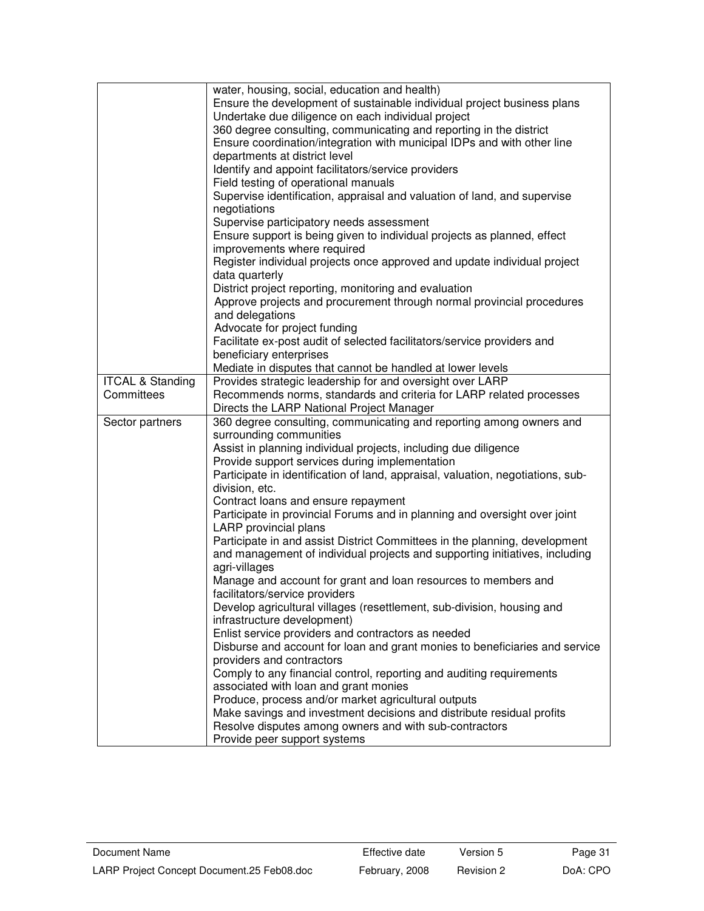| | |
|---|---|
| | water, housing, social, education and health)<br>Ensure the development of sustainable individual project business plans<br>Undertake due diligence on each individual project<br>360 degree consulting, communicating and reporting in the district<br>Ensure coordination/integration with municipal IDPs and with other line departments at district level<br>Identify and appoint facilitators/service providers<br>Field testing of operational manuals<br>Supervise identification, appraisal and valuation of land, and supervise negotiations<br>Supervise participatory needs assessment<br>Ensure support is being given to individual projects as planned, effect improvements where required<br>Register individual projects once approved and update individual project data quarterly<br>District project reporting, monitoring and evaluation<br>Approve projects and procurement through normal provincial procedures and delegations<br>Advocate for project funding<br>Facilitate ex-post audit of selected facilitators/service providers and beneficiary enterprises<br>Mediate in disputes that cannot be handled at lower levels |
| ITCAL & Standing Committees | Provides strategic leadership for and oversight over LARP<br>Recommends norms, standards and criteria for LARP related processes<br>Directs the LARP National Project Manager |
| Sector partners | 360 degree consulting, communicating and reporting among owners and surrounding communities<br>Assist in planning individual projects, including due diligence<br>Provide support services during implementation<br>Participate in identification of land, appraisal, valuation, negotiations, sub-division, etc.<br>Contract loans and ensure repayment<br>Participate in provincial Forums and in planning and oversight over joint LARP provincial plans<br>Participate in and assist District Committees in the planning, development and management of individual projects and supporting initiatives, including agri-villages<br>Manage and account for grant and loan resources to members and facilitators/service providers<br>Develop agricultural villages (resettlement, sub-division, housing and infrastructure development)<br>Enlist service providers and contractors as needed<br>Disburse and account for loan and grant monies to beneficiaries and service providers and contractors<br>Comply to any financial control, reporting and auditing requirements associated with loan and grant monies<br>Produce, process and/or market agricultural outputs<br>Make savings and investment decisions and distribute residual profits<br>Resolve disputes among owners and with sub-contractors<br>Provide peer support systems |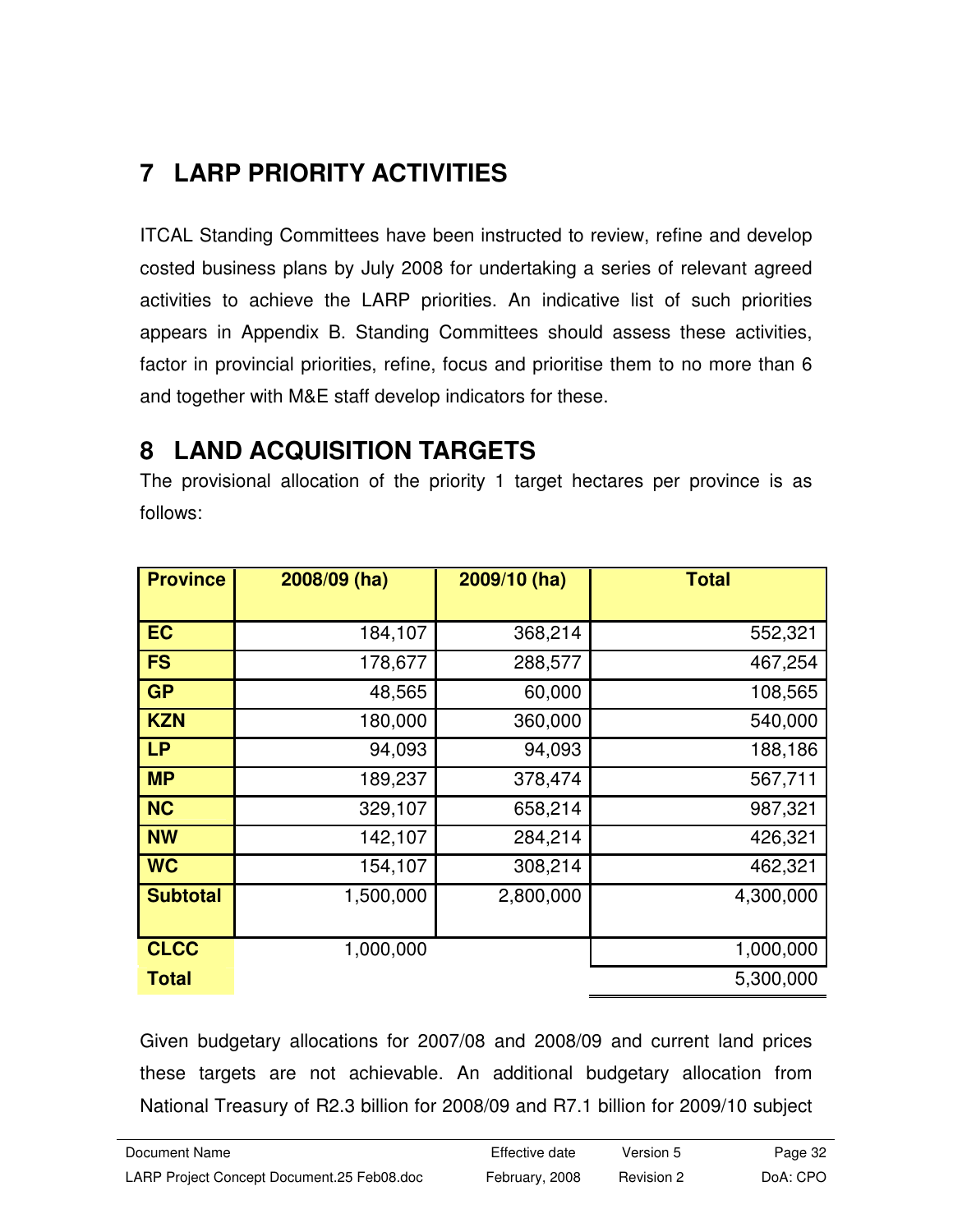## 7 LARP PRIORITY ACTIVITIES

ITCAL Standing Committees have been instructed to review, refine and develop costed business plans by July 2008 for undertaking a series of relevant agreed activities to achieve the LARP priorities. An indicative list of such priorities appears in Appendix B. Standing Committees should assess these activities, factor in provincial priorities, refine, focus and prioritise them to no more than 6 and together with M&E staff develop indicators for these.

## 8 LAND ACQUISITION TARGETS

The provisional allocation of the priority 1 target hectares per province is as follows:

| Province | 2008/09 (ha) | 2009/10 (ha) | Total |
|---|---|---|---|
| EC | 184,107 | 368,214 | 552,321 |
| FS | 178,677 | 288,577 | 467,254 |
| GP | 48,565 | 60,000 | 108,565 |
| KZN | 180,000 | 360,000 | 540,000 |
| LP | 94,093 | 94,093 | 188,186 |
| MP | 189,237 | 378,474 | 567,711 |
| NC | 329,107 | 658,214 | 987,321 |
| NW | 142,107 | 284,214 | 426,321 |
| WC | 154,107 | 308,214 | 462,321 |
| Subtotal | 1,500,000 | 2,800,000 | 4,300,000 |
| CLCC | 1,000,000 | | 1,000,000 |
| Total | | | 5,300,000 |

Given budgetary allocations for 2007/08 and 2008/09 and current land prices these targets are not achievable. An additional budgetary allocation from National Treasury of R2.3 billion for 2008/09 and R7.1 billion for 2009/10 subject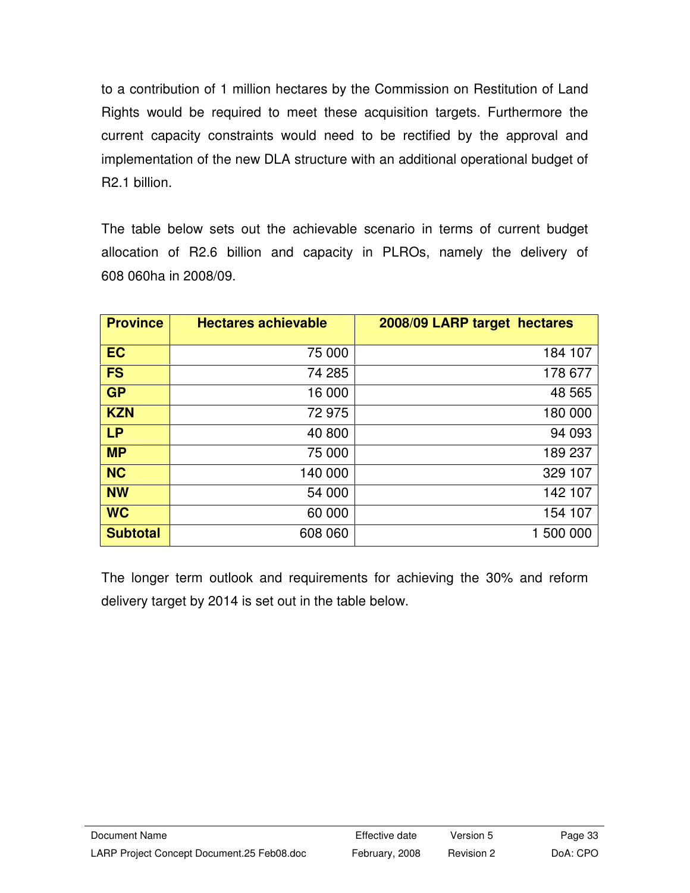to a contribution of 1 million hectares by the Commission on Restitution of Land Rights would be required to meet these acquisition targets. Furthermore the current capacity constraints would need to be rectified by the approval and implementation of the new DLA structure with an additional operational budget of R2.1 billion.

The table below sets out the achievable scenario in terms of current budget allocation of R2.6 billion and capacity in PLROs, namely the delivery of 608 060ha in 2008/09.

| Province | Hectares achievable | 2008/09 LARP target hectares |
|---|---|---|
| **EC** | 75 000 | 184 107 |
| **FS** | 74 285 | 178 677 |
| **GP** | 16 000 | 48 565 |
| **KZN** | 72 975 | 180 000 |
| **LP** | 40 800 | 94 093 |
| **MP** | 75 000 | 189 237 |
| **NC** | 140 000 | 329 107 |
| **NW** | 54 000 | 142 107 |
| **WC** | 60 000 | 154 107 |
| **Subtotal** | 608 060 | 1 500 000 |

The longer term outlook and requirements for achieving the 30% and reform delivery target by 2014 is set out in the table below.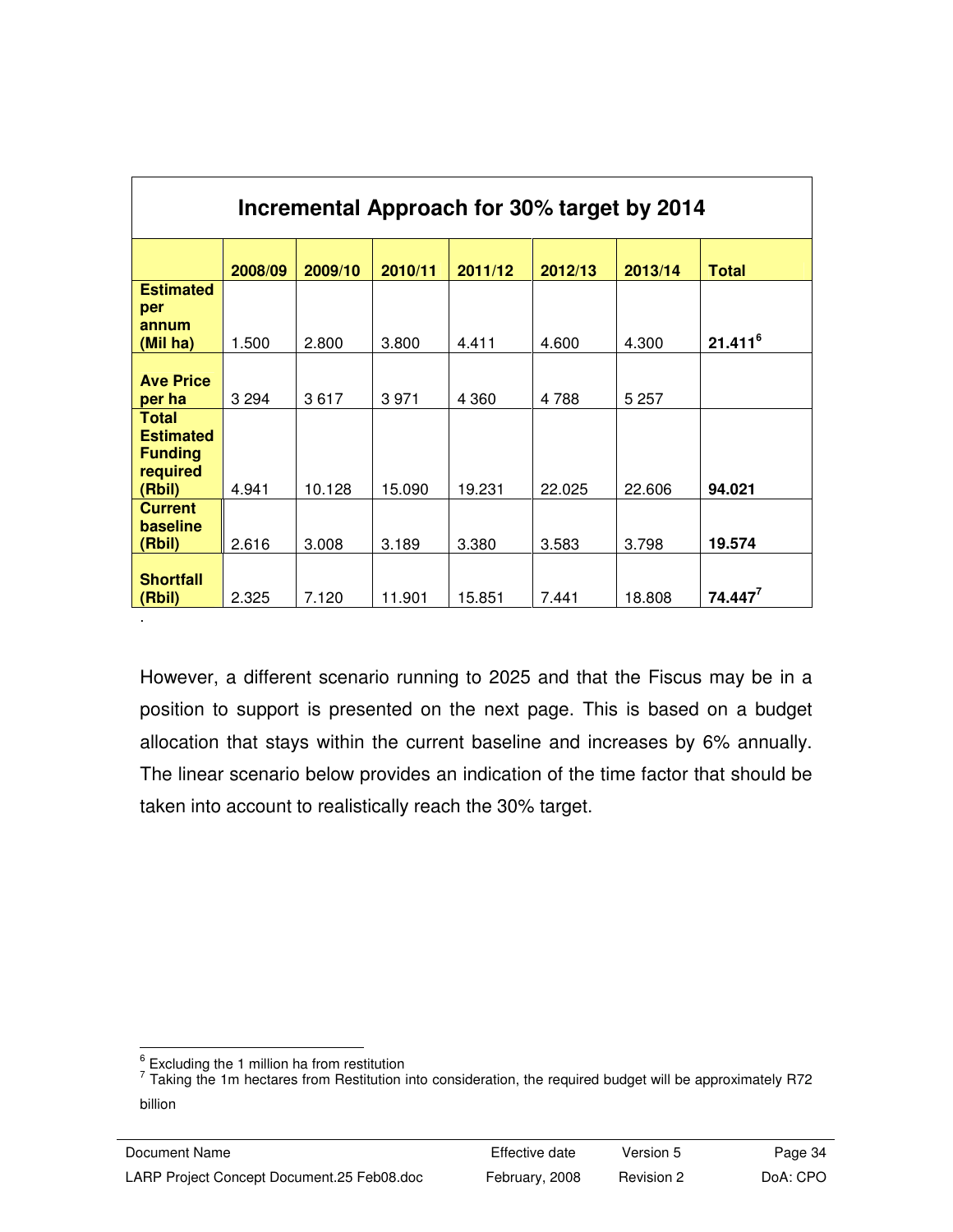| Incremental Approach for 30% target by 2014 | | | | | | | |
|---|---|---|---|---|---|---|---|
| | **2008/09** | **2009/10** | **2010/11** | **2011/12** | **2012/13** | **2013/14** | **Total** |
| **Estimated per annum (Mil ha)** | 1.500 | 2.800 | 3.800 | 4.411 | 4.600 | 4.300 | **21.411**[6] |
| **Ave Price per ha** | 3 294 | 3 617 | 3 971 | 4 360 | 4 788 | 5 257 | |
| **Total Estimated Funding required (Rbil)** | 4.941 | 10.128 | 15.090 | 19.231 | 22.025 | 22.606 | **94.021** |
| **Current baseline (Rbil)** | 2.616 | 3.008 | 3.189 | 3.380 | 3.583 | 3.798 | **19.574** |
| **Shortfall (Rbil)** | 2.325 | 7.120 | 11.901 | 15.851 | 7.441 | 18.808 | **74.447**[7] |

However, a different scenario running to 2025 and that the Fiscus may be in a position to support is presented on the next page. This is based on a budget allocation that stays within the current baseline and increases by 6% annually. The linear scenario below provides an indication of the time factor that should be taken into account to realistically reach the 30% target.

---

[6] Excluding the 1 million ha from restitution

[7] Taking the 1m hectares from Restitution into consideration, the required budget will be approximately R72 billion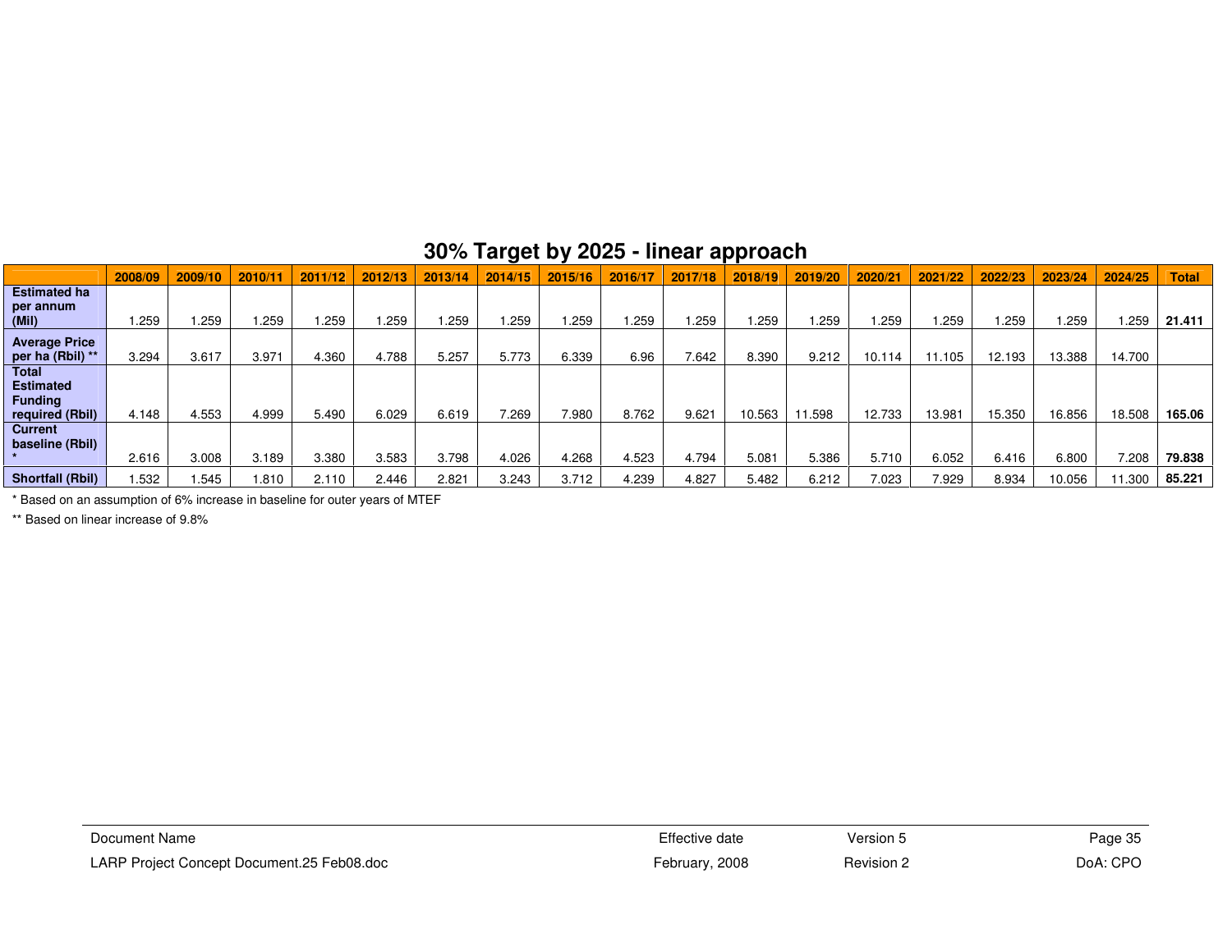## 30% Target by 2025 - linear approach

| | 2008/09 | 2009/10 | 2010/11 | 2011/12 | 2012/13 | 2013/14 | 2014/15 | 2015/16 | 2016/17 | 2017/18 | 2018/19 | 2019/20 | 2020/21 | 2021/22 | 2022/23 | 2023/24 | 2024/25 | Total |
|---|---|---|---|---|---|---|---|---|---|---|---|---|---|---|---|---|---|---|
| **Estimated ha per annum (Mil)** | 1.259 | 1.259 | 1.259 | 1.259 | 1.259 | 1.259 | 1.259 | 1.259 | 1.259 | 1.259 | 1.259 | 1.259 | 1.259 | 1.259 | 1.259 | 1.259 | 1.259 | **21.411** |
| **Average Price per ha (Rbil) \*\*** | 3.294 | 3.617 | 3.971 | 4.360 | 4.788 | 5.257 | 5.773 | 6.339 | 6.96 | 7.642 | 8.390 | 9.212 | 10.114 | 11.105 | 12.193 | 13.388 | 14.700 | |
| **Total Estimated Funding required (Rbil)** | 4.148 | 4.553 | 4.999 | 5.490 | 6.029 | 6.619 | 7.269 | 7.980 | 8.762 | 9.621 | 10.563 | 11.598 | 12.733 | 13.981 | 15.350 | 16.856 | 18.508 | **165.06** |
| **Current baseline (Rbil) \*** | 2.616 | 3.008 | 3.189 | 3.380 | 3.583 | 3.798 | 4.026 | 4.268 | 4.523 | 4.794 | 5.081 | 5.386 | 5.710 | 6.052 | 6.416 | 6.800 | 7.208 | **79.838** |
| **Shortfall (Rbil)** | 1.532 | 1.545 | 1.810 | 2.110 | 2.446 | 2.821 | 3.243 | 3.712 | 4.239 | 4.827 | 5.482 | 6.212 | 7.023 | 7.929 | 8.934 | 10.056 | 11.300 | **85.221** |

\* Based on an assumption of 6% increase in baseline for outer years of MTEF

\*\* Based on linear increase of 9.8%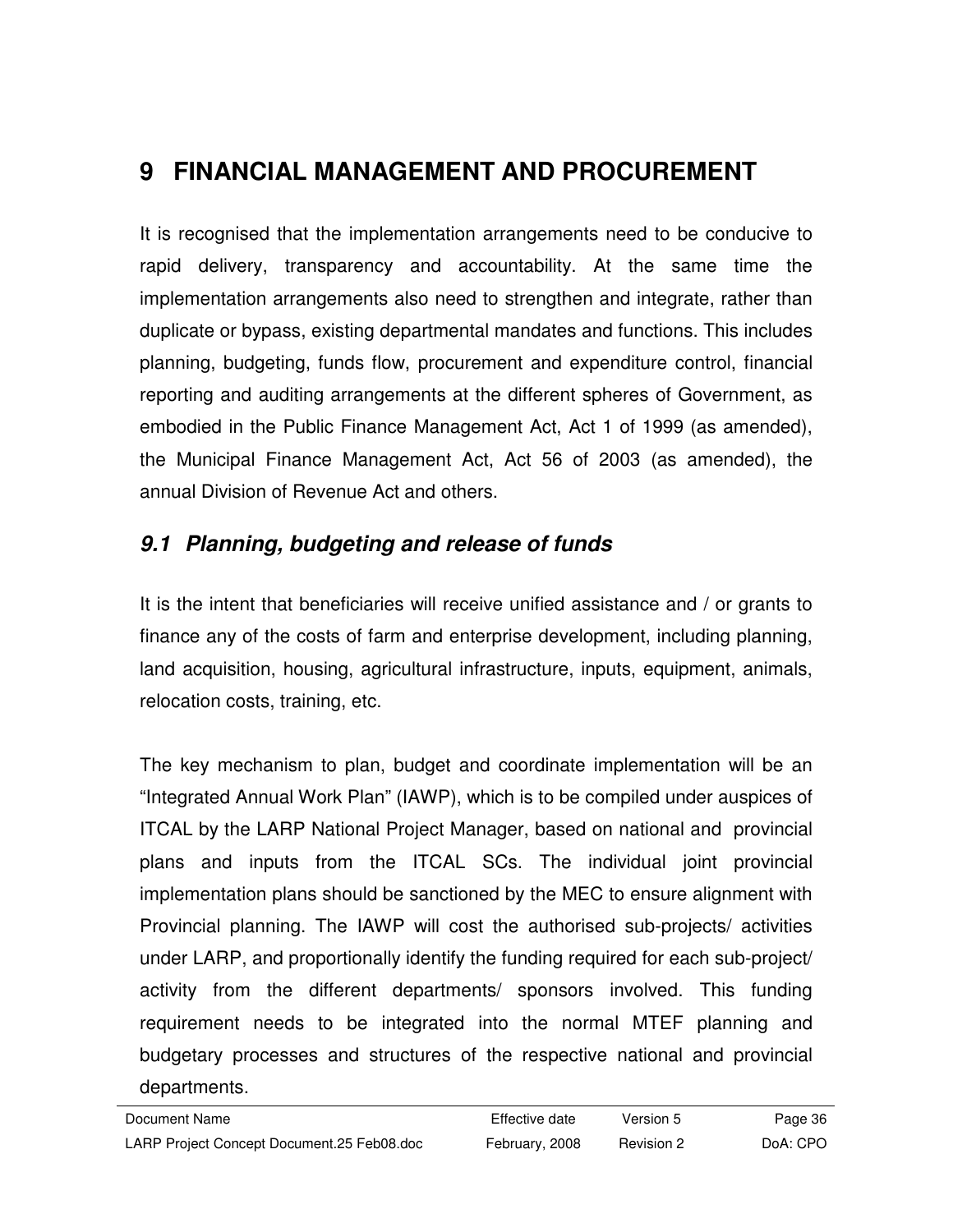# 9 FINANCIAL MANAGEMENT AND PROCUREMENT

It is recognised that the implementation arrangements need to be conducive to rapid delivery, transparency and accountability. At the same time the implementation arrangements also need to strengthen and integrate, rather than duplicate or bypass, existing departmental mandates and functions. This includes planning, budgeting, funds flow, procurement and expenditure control, financial reporting and auditing arrangements at the different spheres of Government, as embodied in the Public Finance Management Act, Act 1 of 1999 (as amended), the Municipal Finance Management Act, Act 56 of 2003 (as amended), the annual Division of Revenue Act and others.

## *9.1 Planning, budgeting and release of funds*

It is the intent that beneficiaries will receive unified assistance and / or grants to finance any of the costs of farm and enterprise development, including planning, land acquisition, housing, agricultural infrastructure, inputs, equipment, animals, relocation costs, training, etc.

The key mechanism to plan, budget and coordinate implementation will be an "Integrated Annual Work Plan" (IAWP), which is to be compiled under auspices of ITCAL by the LARP National Project Manager, based on national and provincial plans and inputs from the ITCAL SCs. The individual joint provincial implementation plans should be sanctioned by the MEC to ensure alignment with Provincial planning. The IAWP will cost the authorised sub-projects/ activities under LARP, and proportionally identify the funding required for each sub-project/ activity from the different departments/ sponsors involved. This funding requirement needs to be integrated into the normal MTEF planning and budgetary processes and structures of the respective national and provincial departments.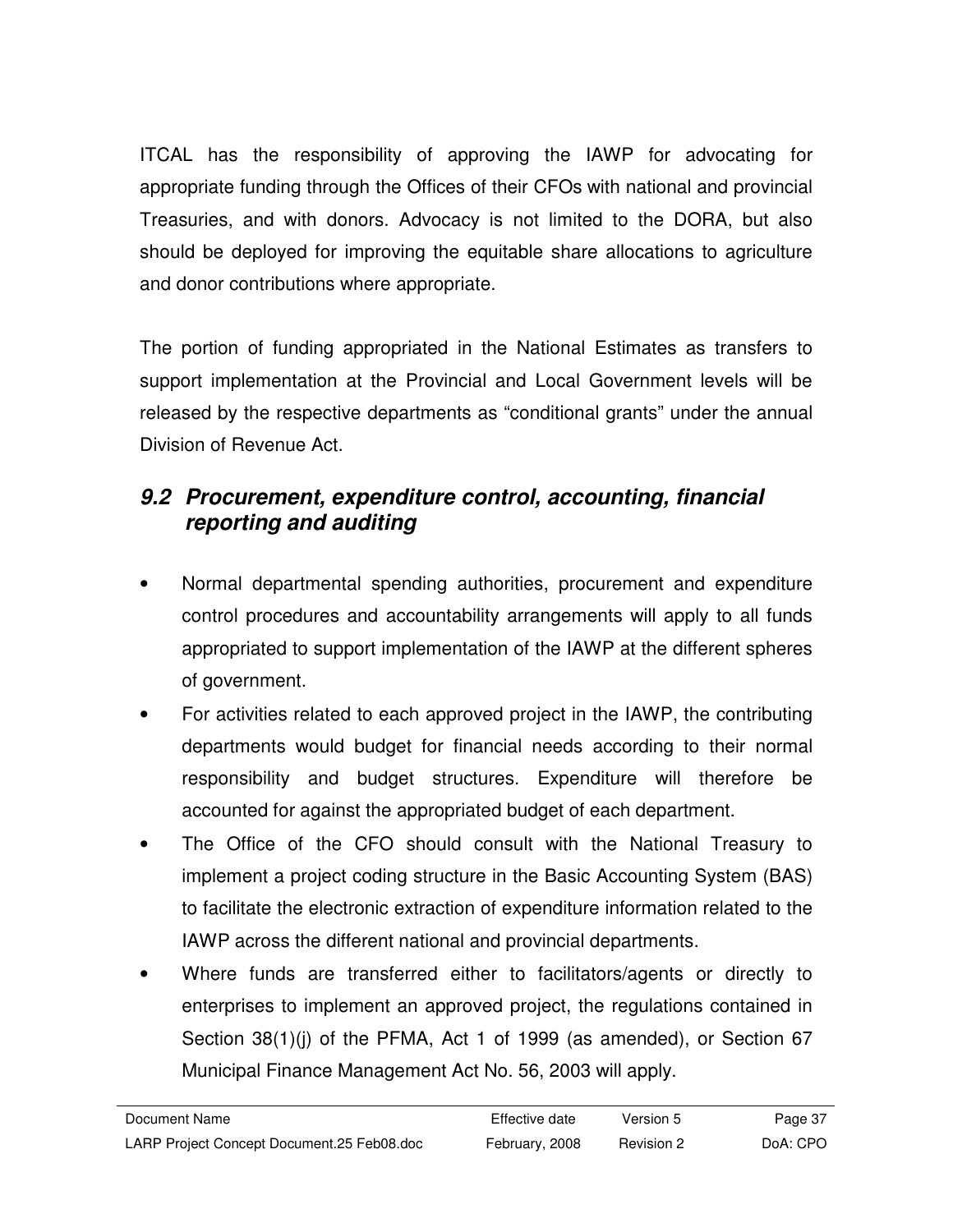ITCAL has the responsibility of approving the IAWP for advocating for appropriate funding through the Offices of their CFOs with national and provincial Treasuries, and with donors. Advocacy is not limited to the DORA, but also should be deployed for improving the equitable share allocations to agriculture and donor contributions where appropriate.

The portion of funding appropriated in the National Estimates as transfers to support implementation at the Provincial and Local Government levels will be released by the respective departments as “conditional grants” under the annual Division of Revenue Act.

## *9.2 Procurement, expenditure control, accounting, financial reporting and auditing*

- Normal departmental spending authorities, procurement and expenditure control procedures and accountability arrangements will apply to all funds appropriated to support implementation of the IAWP at the different spheres of government.
- For activities related to each approved project in the IAWP, the contributing departments would budget for financial needs according to their normal responsibility and budget structures. Expenditure will therefore be accounted for against the appropriated budget of each department.
- The Office of the CFO should consult with the National Treasury to implement a project coding structure in the Basic Accounting System (BAS) to facilitate the electronic extraction of expenditure information related to the IAWP across the different national and provincial departments.
- Where funds are transferred either to facilitators/agents or directly to enterprises to implement an approved project, the regulations contained in Section 38(1)(j) of the PFMA, Act 1 of 1999 (as amended), or Section 67 Municipal Finance Management Act No. 56, 2003 will apply.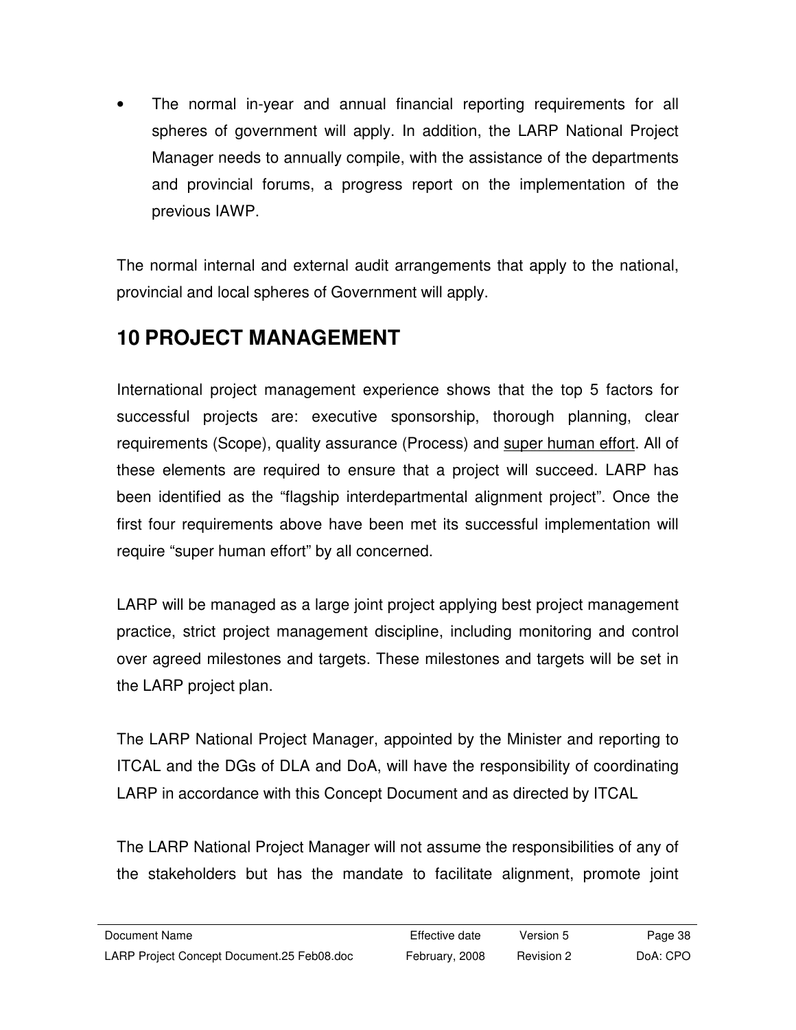- The normal in-year and annual financial reporting requirements for all spheres of government will apply. In addition, the LARP National Project Manager needs to annually compile, with the assistance of the departments and provincial forums, a progress report on the implementation of the previous IAWP.

The normal internal and external audit arrangements that apply to the national, provincial and local spheres of Government will apply.

# 10 PROJECT MANAGEMENT

International project management experience shows that the top 5 factors for successful projects are: executive sponsorship, thorough planning, clear requirements (Scope), quality assurance (Process) and <u>super human effort</u>. All of these elements are required to ensure that a project will succeed. LARP has been identified as the "flagship interdepartmental alignment project". Once the first four requirements above have been met its successful implementation will require "super human effort" by all concerned.

LARP will be managed as a large joint project applying best project management practice, strict project management discipline, including monitoring and control over agreed milestones and targets. These milestones and targets will be set in the LARP project plan.

The LARP National Project Manager, appointed by the Minister and reporting to ITCAL and the DGs of DLA and DoA, will have the responsibility of coordinating LARP in accordance with this Concept Document and as directed by ITCAL

The LARP National Project Manager will not assume the responsibilities of any of the stakeholders but has the mandate to facilitate alignment, promote joint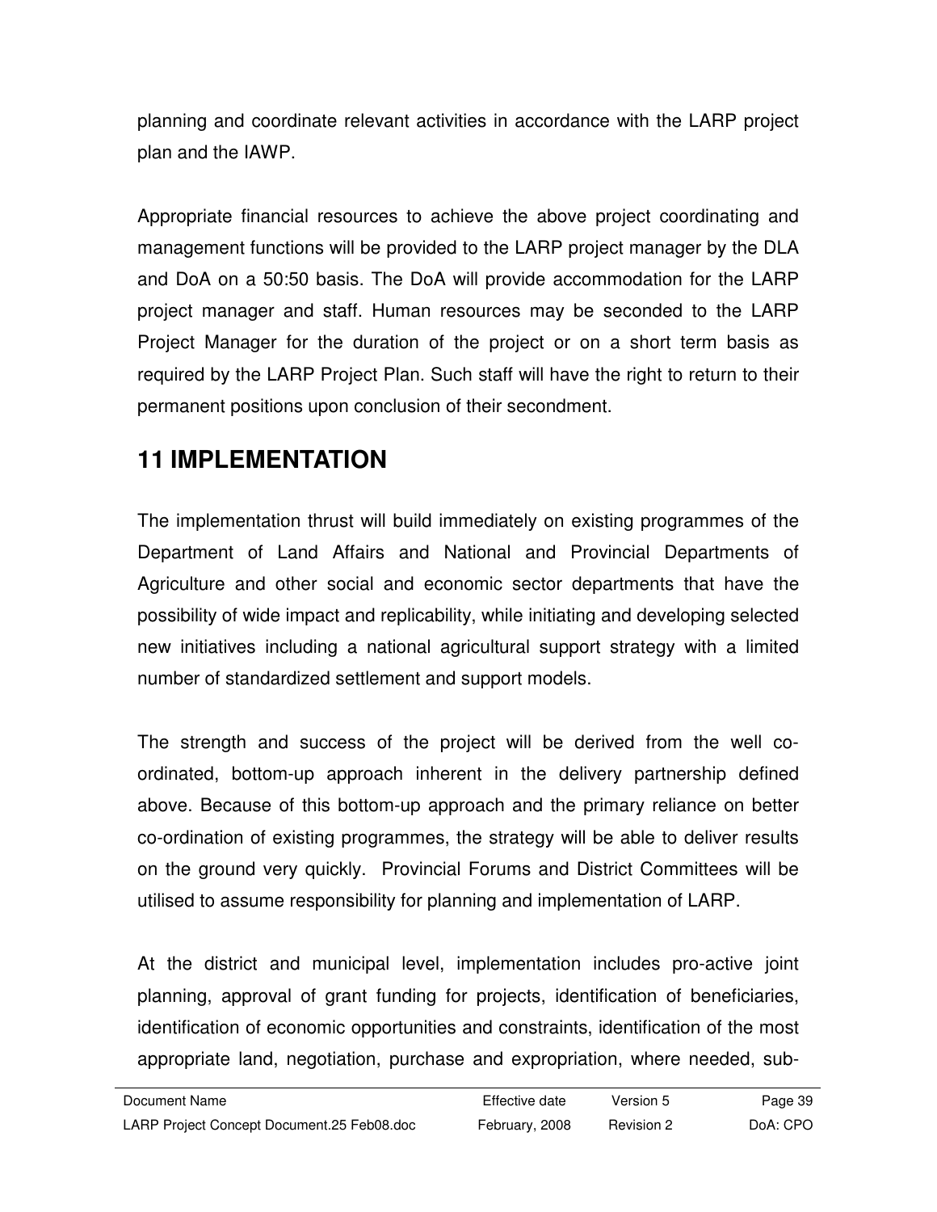planning and coordinate relevant activities in accordance with the LARP project plan and the IAWP.

Appropriate financial resources to achieve the above project coordinating and management functions will be provided to the LARP project manager by the DLA and DoA on a 50:50 basis. The DoA will provide accommodation for the LARP project manager and staff. Human resources may be seconded to the LARP Project Manager for the duration of the project or on a short term basis as required by the LARP Project Plan. Such staff will have the right to return to their permanent positions upon conclusion of their secondment.

# 11 IMPLEMENTATION

The implementation thrust will build immediately on existing programmes of the Department of Land Affairs and National and Provincial Departments of Agriculture and other social and economic sector departments that have the possibility of wide impact and replicability, while initiating and developing selected new initiatives including a national agricultural support strategy with a limited number of standardized settlement and support models.

The strength and success of the project will be derived from the well co-ordinated, bottom-up approach inherent in the delivery partnership defined above. Because of this bottom-up approach and the primary reliance on better co-ordination of existing programmes, the strategy will be able to deliver results on the ground very quickly. Provincial Forums and District Committees will be utilised to assume responsibility for planning and implementation of LARP.

At the district and municipal level, implementation includes pro-active joint planning, approval of grant funding for projects, identification of beneficiaries, identification of economic opportunities and constraints, identification of the most appropriate land, negotiation, purchase and expropriation, where needed, sub-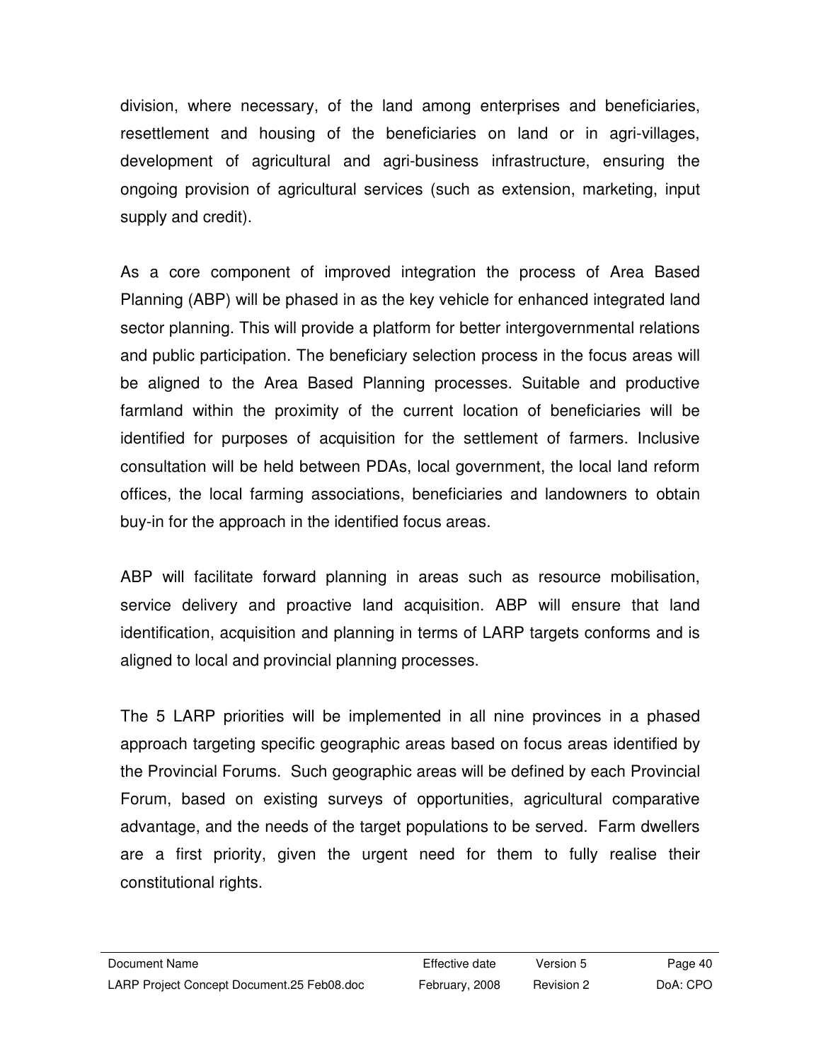division, where necessary, of the land among enterprises and beneficiaries, resettlement and housing of the beneficiaries on land or in agri-villages, development of agricultural and agri-business infrastructure, ensuring the ongoing provision of agricultural services (such as extension, marketing, input supply and credit).

As a core component of improved integration the process of Area Based Planning (ABP) will be phased in as the key vehicle for enhanced integrated land sector planning. This will provide a platform for better intergovernmental relations and public participation. The beneficiary selection process in the focus areas will be aligned to the Area Based Planning processes. Suitable and productive farmland within the proximity of the current location of beneficiaries will be identified for purposes of acquisition for the settlement of farmers. Inclusive consultation will be held between PDAs, local government, the local land reform offices, the local farming associations, beneficiaries and landowners to obtain buy-in for the approach in the identified focus areas.

ABP will facilitate forward planning in areas such as resource mobilisation, service delivery and proactive land acquisition. ABP will ensure that land identification, acquisition and planning in terms of LARP targets conforms and is aligned to local and provincial planning processes.

The 5 LARP priorities will be implemented in all nine provinces in a phased approach targeting specific geographic areas based on focus areas identified by the Provincial Forums. Such geographic areas will be defined by each Provincial Forum, based on existing surveys of opportunities, agricultural comparative advantage, and the needs of the target populations to be served. Farm dwellers are a first priority, given the urgent need for them to fully realise their constitutional rights.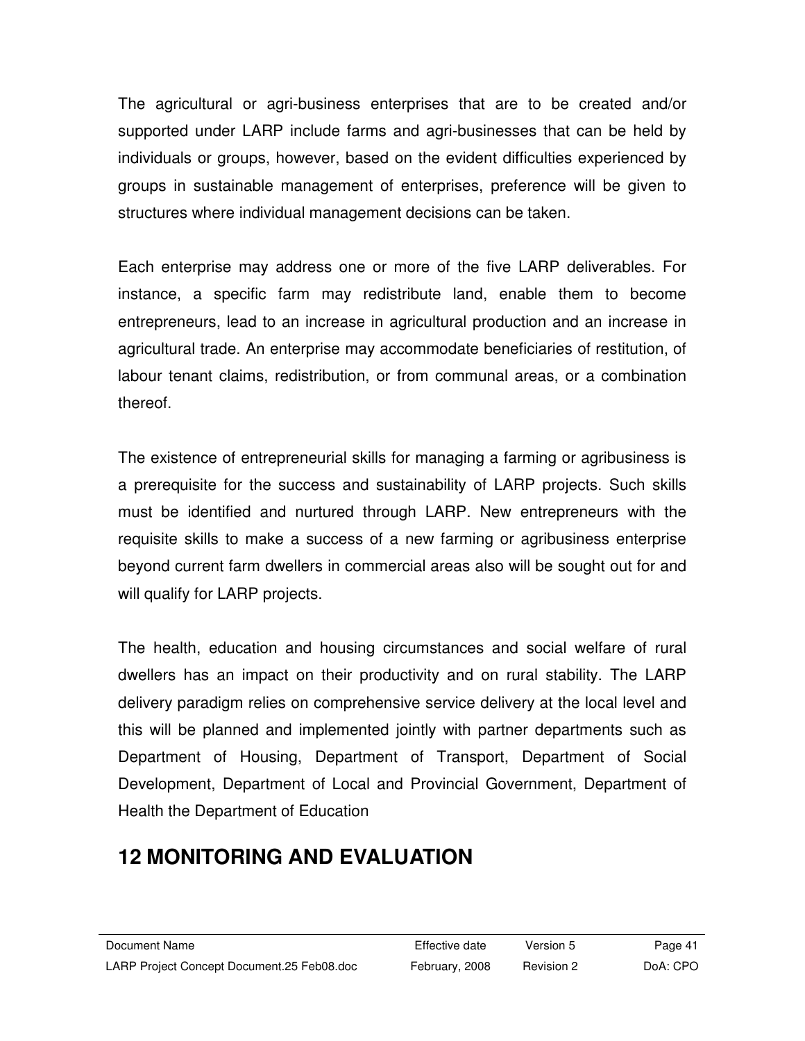The agricultural or agri-business enterprises that are to be created and/or supported under LARP include farms and agri-businesses that can be held by individuals or groups, however, based on the evident difficulties experienced by groups in sustainable management of enterprises, preference will be given to structures where individual management decisions can be taken.

Each enterprise may address one or more of the five LARP deliverables. For instance, a specific farm may redistribute land, enable them to become entrepreneurs, lead to an increase in agricultural production and an increase in agricultural trade. An enterprise may accommodate beneficiaries of restitution, of labour tenant claims, redistribution, or from communal areas, or a combination thereof.

The existence of entrepreneurial skills for managing a farming or agribusiness is a prerequisite for the success and sustainability of LARP projects. Such skills must be identified and nurtured through LARP. New entrepreneurs with the requisite skills to make a success of a new farming or agribusiness enterprise beyond current farm dwellers in commercial areas also will be sought out for and will qualify for LARP projects.

The health, education and housing circumstances and social welfare of rural dwellers has an impact on their productivity and on rural stability. The LARP delivery paradigm relies on comprehensive service delivery at the local level and this will be planned and implemented jointly with partner departments such as Department of Housing, Department of Transport, Department of Social Development, Department of Local and Provincial Government, Department of Health the Department of Education

# 12 MONITORING AND EVALUATION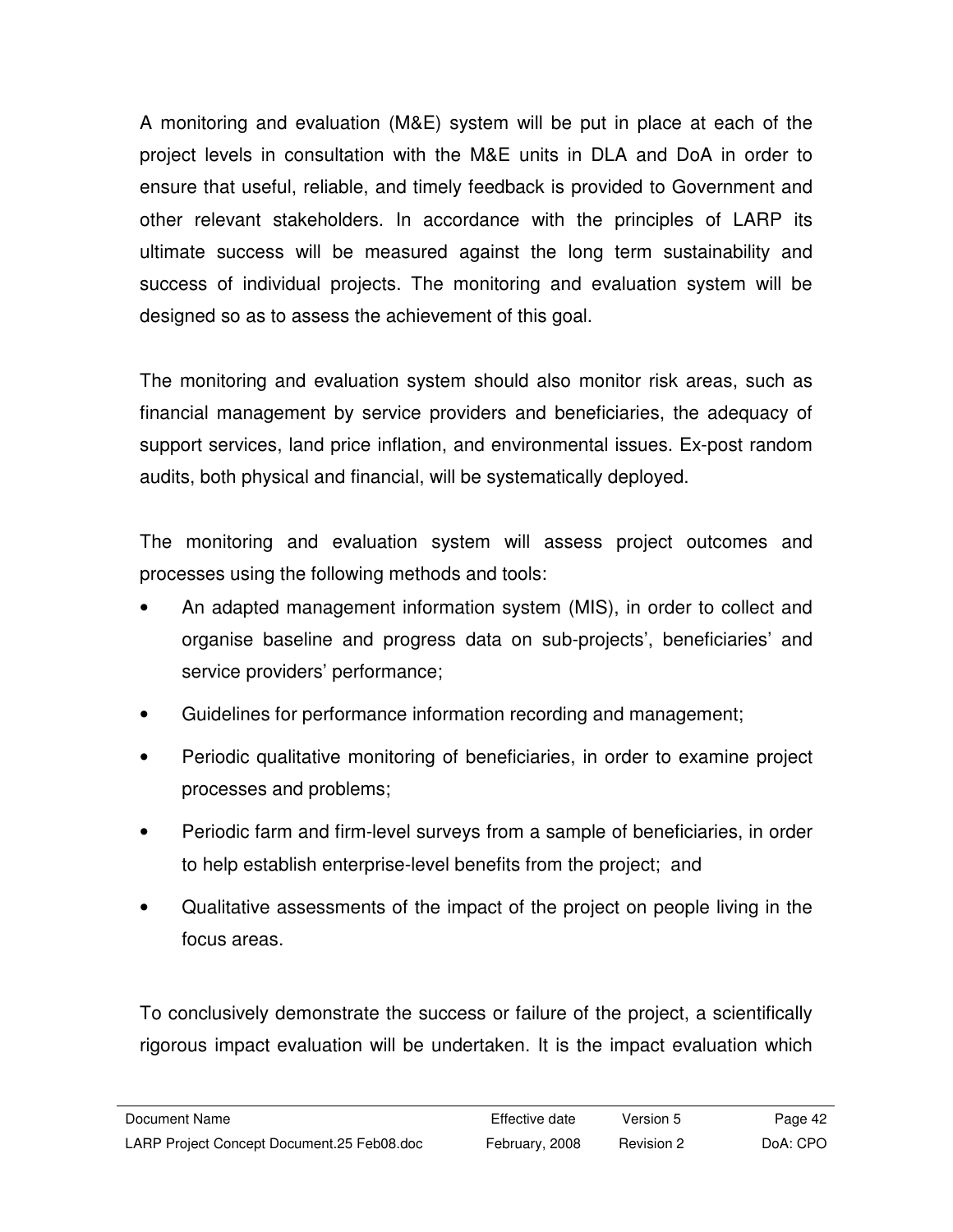A monitoring and evaluation (M&E) system will be put in place at each of the project levels in consultation with the M&E units in DLA and DoA in order to ensure that useful, reliable, and timely feedback is provided to Government and other relevant stakeholders. In accordance with the principles of LARP its ultimate success will be measured against the long term sustainability and success of individual projects. The monitoring and evaluation system will be designed so as to assess the achievement of this goal.

The monitoring and evaluation system should also monitor risk areas, such as financial management by service providers and beneficiaries, the adequacy of support services, land price inflation, and environmental issues. Ex-post random audits, both physical and financial, will be systematically deployed.

The monitoring and evaluation system will assess project outcomes and processes using the following methods and tools:

- An adapted management information system (MIS), in order to collect and organise baseline and progress data on sub-projects', beneficiaries' and service providers' performance;
- Guidelines for performance information recording and management;
- Periodic qualitative monitoring of beneficiaries, in order to examine project processes and problems;
- Periodic farm and firm-level surveys from a sample of beneficiaries, in order to help establish enterprise-level benefits from the project; and
- Qualitative assessments of the impact of the project on people living in the focus areas.

To conclusively demonstrate the success or failure of the project, a scientifically rigorous impact evaluation will be undertaken. It is the impact evaluation which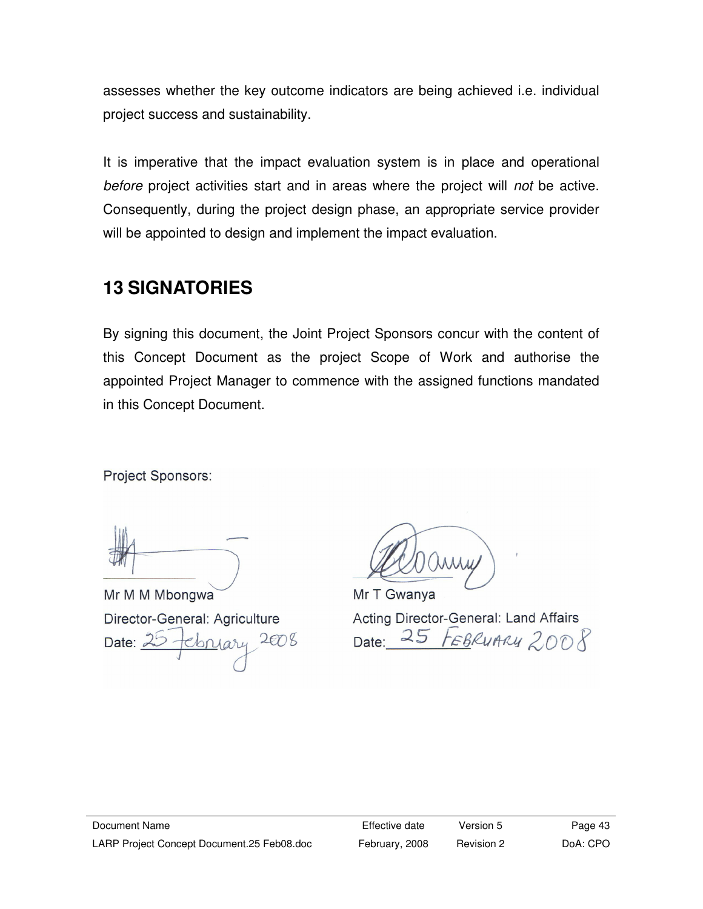assesses whether the key outcome indicators are being achieved i.e. individual project success and sustainability.

It is imperative that the impact evaluation system is in place and operational *before* project activities start and in areas where the project will *not* be active. Consequently, during the project design phase, an appropriate service provider will be appointed to design and implement the impact evaluation.

# 13 SIGNATORIES

By signing this document, the Joint Project Sponsors concur with the content of this Concept Document as the project Scope of Work and authorise the appointed Project Manager to commence with the assigned functions mandated in this Concept Document.

Project Sponsors:

| | |
|---|---|
| Mr M M Mbongwa | Mr T Gwanya |
| Director-General: Agriculture | Acting Director-General: Land Affairs |
| Date: 25 February 2008 | Date: 25 FEBRUARY 2008 |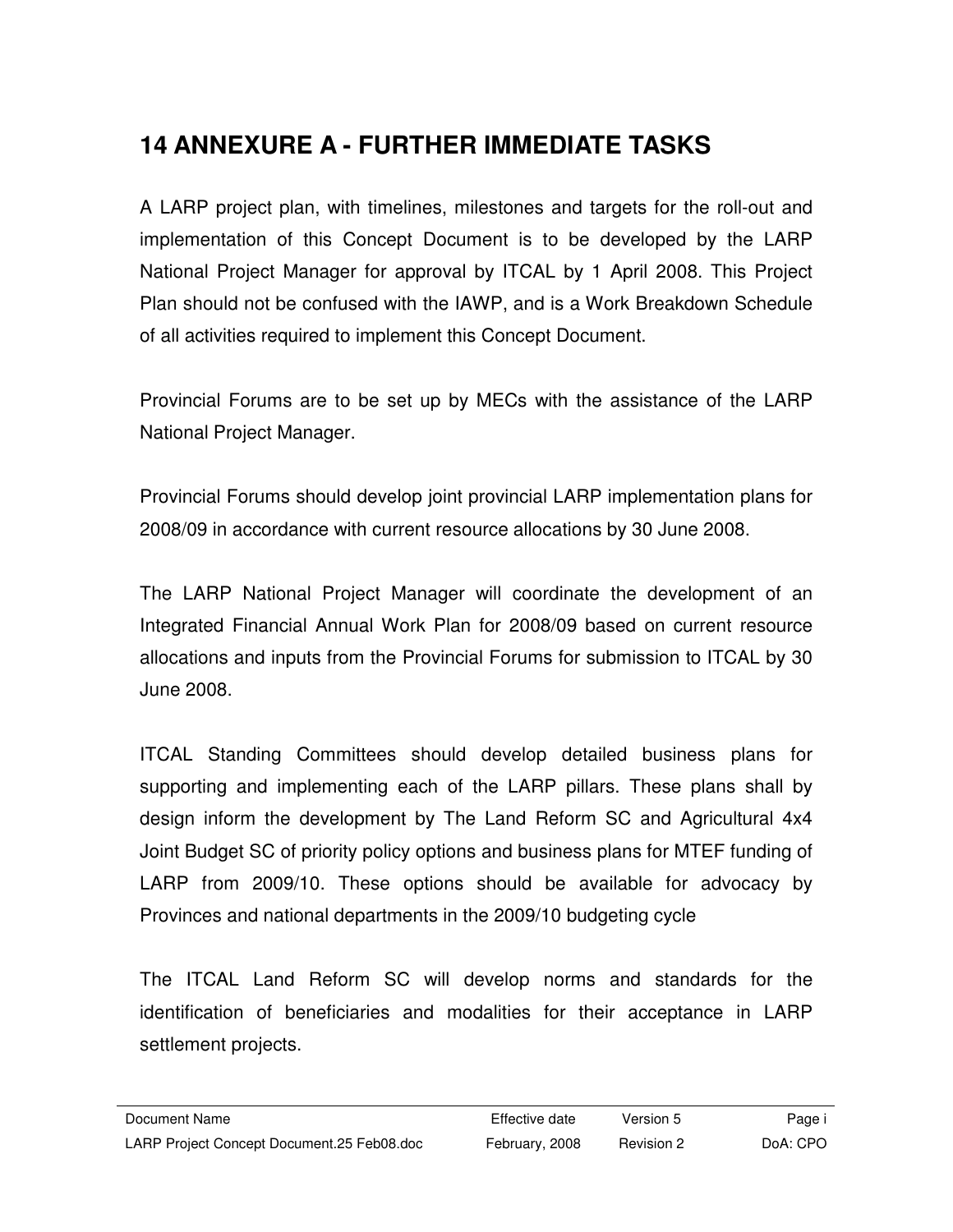# 14 ANNEXURE A - FURTHER IMMEDIATE TASKS

A LARP project plan, with timelines, milestones and targets for the roll-out and implementation of this Concept Document is to be developed by the LARP National Project Manager for approval by ITCAL by 1 April 2008. This Project Plan should not be confused with the IAWP, and is a Work Breakdown Schedule of all activities required to implement this Concept Document.

Provincial Forums are to be set up by MECs with the assistance of the LARP National Project Manager.

Provincial Forums should develop joint provincial LARP implementation plans for 2008/09 in accordance with current resource allocations by 30 June 2008.

The LARP National Project Manager will coordinate the development of an Integrated Financial Annual Work Plan for 2008/09 based on current resource allocations and inputs from the Provincial Forums for submission to ITCAL by 30 June 2008.

ITCAL Standing Committees should develop detailed business plans for supporting and implementing each of the LARP pillars. These plans shall by design inform the development by The Land Reform SC and Agricultural 4x4 Joint Budget SC of priority policy options and business plans for MTEF funding of LARP from 2009/10. These options should be available for advocacy by Provinces and national departments in the 2009/10 budgeting cycle

The ITCAL Land Reform SC will develop norms and standards for the identification of beneficiaries and modalities for their acceptance in LARP settlement projects.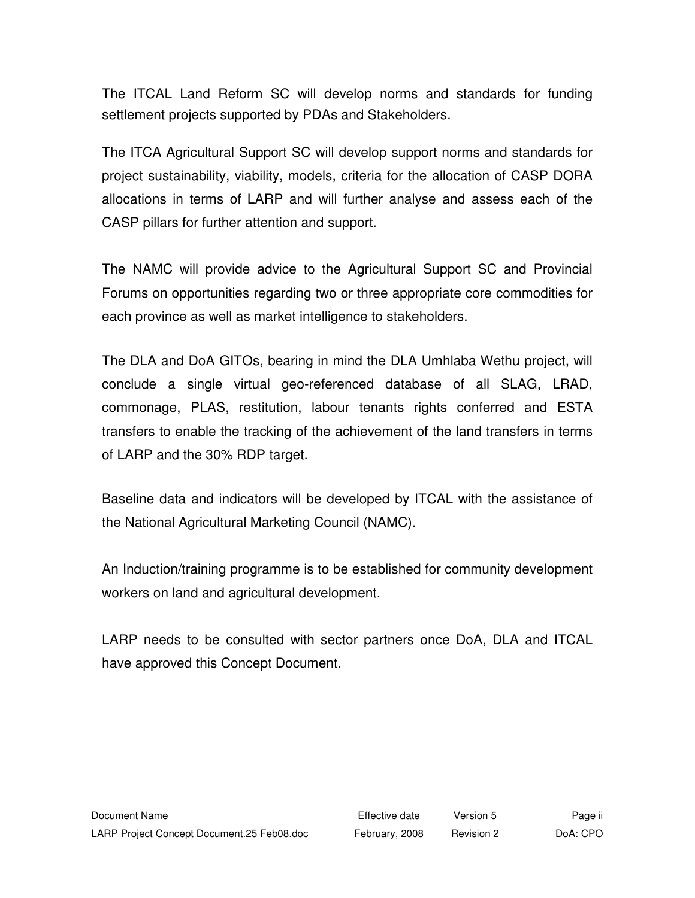The ITCAL Land Reform SC will develop norms and standards for funding settlement projects supported by PDAs and Stakeholders.

The ITCA Agricultural Support SC will develop support norms and standards for project sustainability, viability, models, criteria for the allocation of CASP DORA allocations in terms of LARP and will further analyse and assess each of the CASP pillars for further attention and support.

The NAMC will provide advice to the Agricultural Support SC and Provincial Forums on opportunities regarding two or three appropriate core commodities for each province as well as market intelligence to stakeholders.

The DLA and DoA GITOs, bearing in mind the DLA Umhlaba Wethu project, will conclude a single virtual geo-referenced database of all SLAG, LRAD, commonage, PLAS, restitution, labour tenants rights conferred and ESTA transfers to enable the tracking of the achievement of the land transfers in terms of LARP and the 30% RDP target.

Baseline data and indicators will be developed by ITCAL with the assistance of the National Agricultural Marketing Council (NAMC).

An Induction/training programme is to be established for community development workers on land and agricultural development.

LARP needs to be consulted with sector partners once DoA, DLA and ITCAL have approved this Concept Document.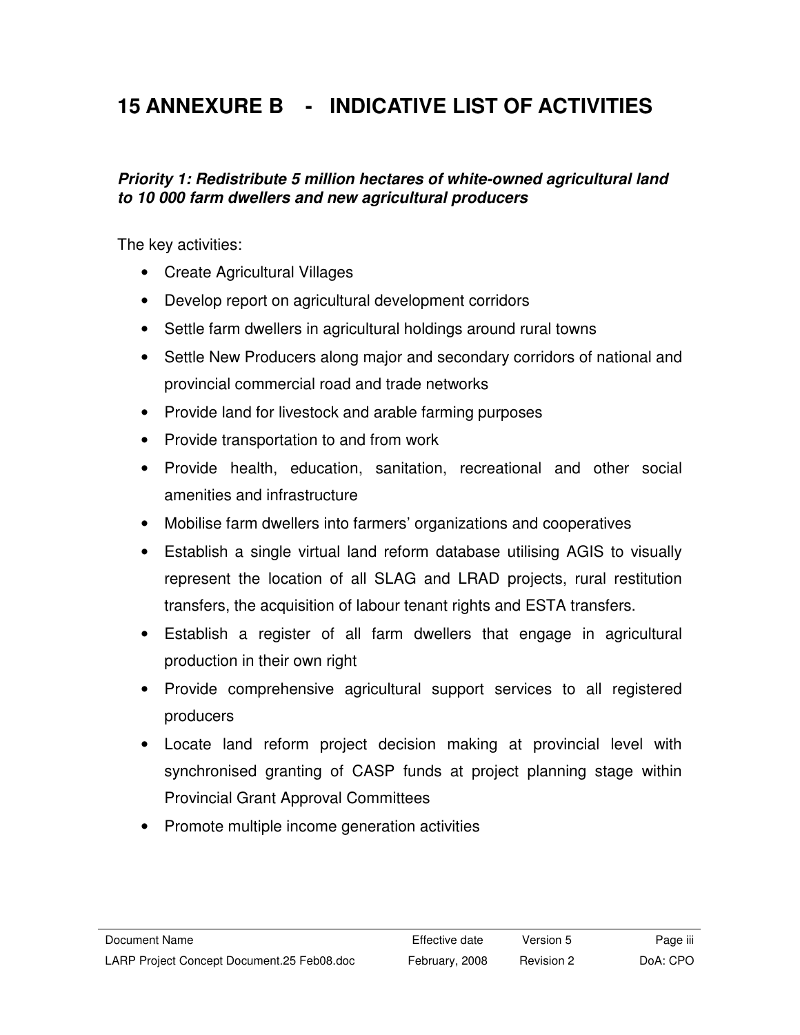# 15 ANNEXURE B - INDICATIVE LIST OF ACTIVITIES

***Priority 1: Redistribute 5 million hectares of white-owned agricultural land to 10 000 farm dwellers and new agricultural producers***

The key activities:

- Create Agricultural Villages
- Develop report on agricultural development corridors
- Settle farm dwellers in agricultural holdings around rural towns
- Settle New Producers along major and secondary corridors of national and provincial commercial road and trade networks
- Provide land for livestock and arable farming purposes
- Provide transportation to and from work
- Provide health, education, sanitation, recreational and other social amenities and infrastructure
- Mobilise farm dwellers into farmers' organizations and cooperatives
- Establish a single virtual land reform database utilising AGIS to visually represent the location of all SLAG and LRAD projects, rural restitution transfers, the acquisition of labour tenant rights and ESTA transfers.
- Establish a register of all farm dwellers that engage in agricultural production in their own right
- Provide comprehensive agricultural support services to all registered producers
- Locate land reform project decision making at provincial level with synchronised granting of CASP funds at project planning stage within Provincial Grant Approval Committees
- Promote multiple income generation activities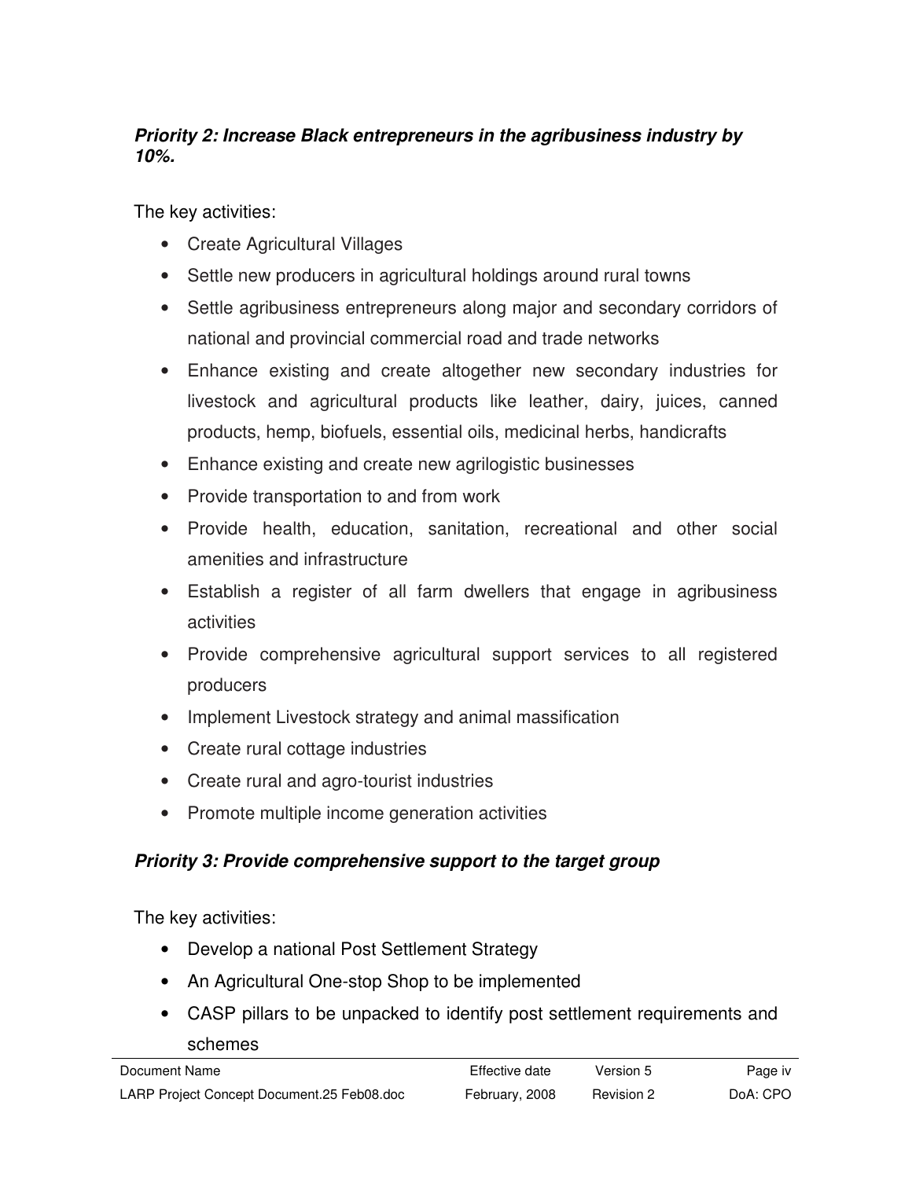***Priority 2: Increase Black entrepreneurs in the agribusiness industry by 10%.***

The key activities:

- Create Agricultural Villages
- Settle new producers in agricultural holdings around rural towns
- Settle agribusiness entrepreneurs along major and secondary corridors of national and provincial commercial road and trade networks
- Enhance existing and create altogether new secondary industries for livestock and agricultural products like leather, dairy, juices, canned products, hemp, biofuels, essential oils, medicinal herbs, handicrafts
- Enhance existing and create new agrilogistic businesses
- Provide transportation to and from work
- Provide health, education, sanitation, recreational and other social amenities and infrastructure
- Establish a register of all farm dwellers that engage in agribusiness activities
- Provide comprehensive agricultural support services to all registered producers
- Implement Livestock strategy and animal massification
- Create rural cottage industries
- Create rural and agro-tourist industries
- Promote multiple income generation activities

***Priority 3: Provide comprehensive support to the target group***

The key activities:

- Develop a national Post Settlement Strategy
- An Agricultural One-stop Shop to be implemented
- CASP pillars to be unpacked to identify post settlement requirements and schemes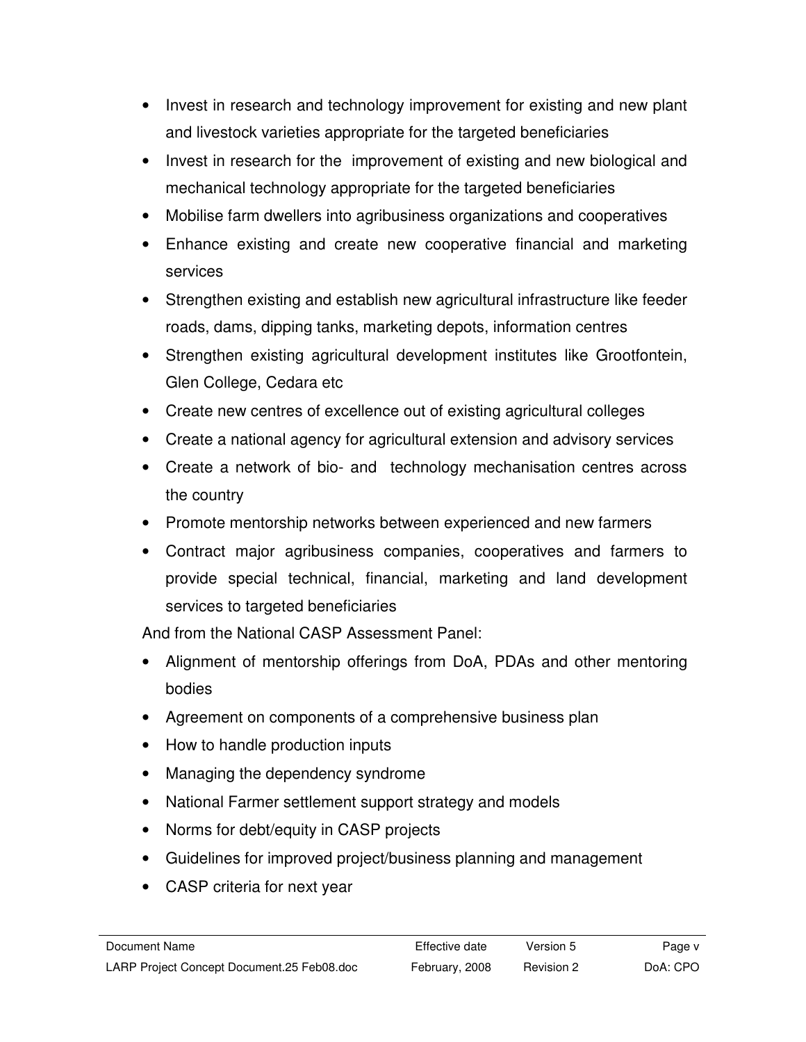- Invest in research and technology improvement for existing and new plant and livestock varieties appropriate for the targeted beneficiaries
- Invest in research for the improvement of existing and new biological and mechanical technology appropriate for the targeted beneficiaries
- Mobilise farm dwellers into agribusiness organizations and cooperatives
- Enhance existing and create new cooperative financial and marketing services
- Strengthen existing and establish new agricultural infrastructure like feeder roads, dams, dipping tanks, marketing depots, information centres
- Strengthen existing agricultural development institutes like Grootfontein, Glen College, Cedara etc
- Create new centres of excellence out of existing agricultural colleges
- Create a national agency for agricultural extension and advisory services
- Create a network of bio- and technology mechanisation centres across the country
- Promote mentorship networks between experienced and new farmers
- Contract major agribusiness companies, cooperatives and farmers to provide special technical, financial, marketing and land development services to targeted beneficiaries

And from the National CASP Assessment Panel:

- Alignment of mentorship offerings from DoA, PDAs and other mentoring bodies
- Agreement on components of a comprehensive business plan
- How to handle production inputs
- Managing the dependency syndrome
- National Farmer settlement support strategy and models
- Norms for debt/equity in CASP projects
- Guidelines for improved project/business planning and management
- CASP criteria for next year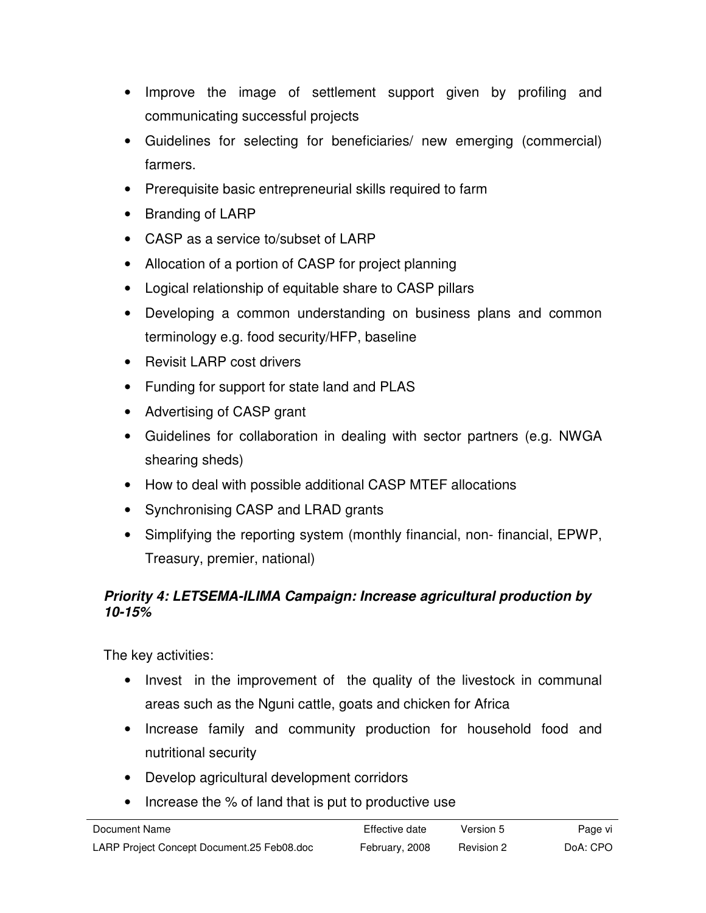- Improve the image of settlement support given by profiling and communicating successful projects
- Guidelines for selecting for beneficiaries/ new emerging (commercial) farmers.
- Prerequisite basic entrepreneurial skills required to farm
- Branding of LARP
- CASP as a service to/subset of LARP
- Allocation of a portion of CASP for project planning
- Logical relationship of equitable share to CASP pillars
- Developing a common understanding on business plans and common terminology e.g. food security/HFP, baseline
- Revisit LARP cost drivers
- Funding for support for state land and PLAS
- Advertising of CASP grant
- Guidelines for collaboration in dealing with sector partners (e.g. NWGA shearing sheds)
- How to deal with possible additional CASP MTEF allocations
- Synchronising CASP and LRAD grants
- Simplifying the reporting system (monthly financial, non- financial, EPWP, Treasury, premier, national)

***Priority 4: LETSEMA-ILIMA Campaign: Increase agricultural production by 10-15%***

The key activities:

- Invest in the improvement of the quality of the livestock in communal areas such as the Nguni cattle, goats and chicken for Africa
- Increase family and community production for household food and nutritional security
- Develop agricultural development corridors
- Increase the % of land that is put to productive use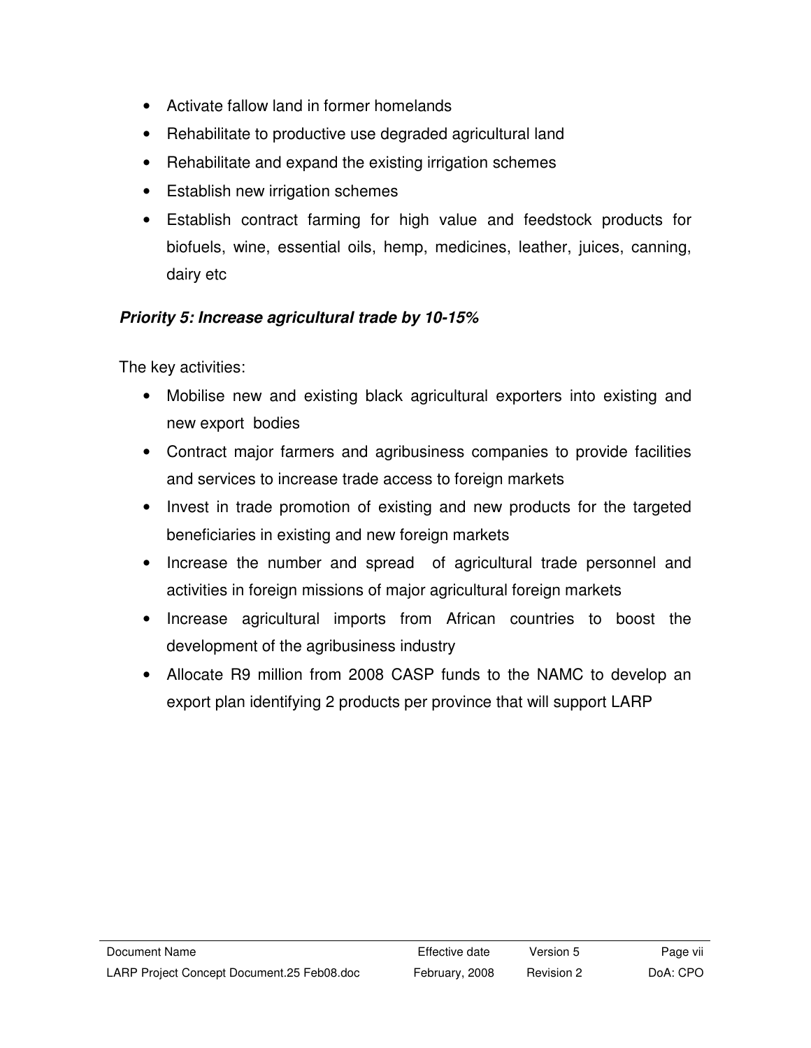- Activate fallow land in former homelands
- Rehabilitate to productive use degraded agricultural land
- Rehabilitate and expand the existing irrigation schemes
- Establish new irrigation schemes
- Establish contract farming for high value and feedstock products for biofuels, wine, essential oils, hemp, medicines, leather, juices, canning, dairy etc

***Priority 5: Increase agricultural trade by 10-15%***

The key activities:

- Mobilise new and existing black agricultural exporters into existing and new export bodies
- Contract major farmers and agribusiness companies to provide facilities and services to increase trade access to foreign markets
- Invest in trade promotion of existing and new products for the targeted beneficiaries in existing and new foreign markets
- Increase the number and spread of agricultural trade personnel and activities in foreign missions of major agricultural foreign markets
- Increase agricultural imports from African countries to boost the development of the agribusiness industry
- Allocate R9 million from 2008 CASP funds to the NAMC to develop an export plan identifying 2 products per province that will support LARP